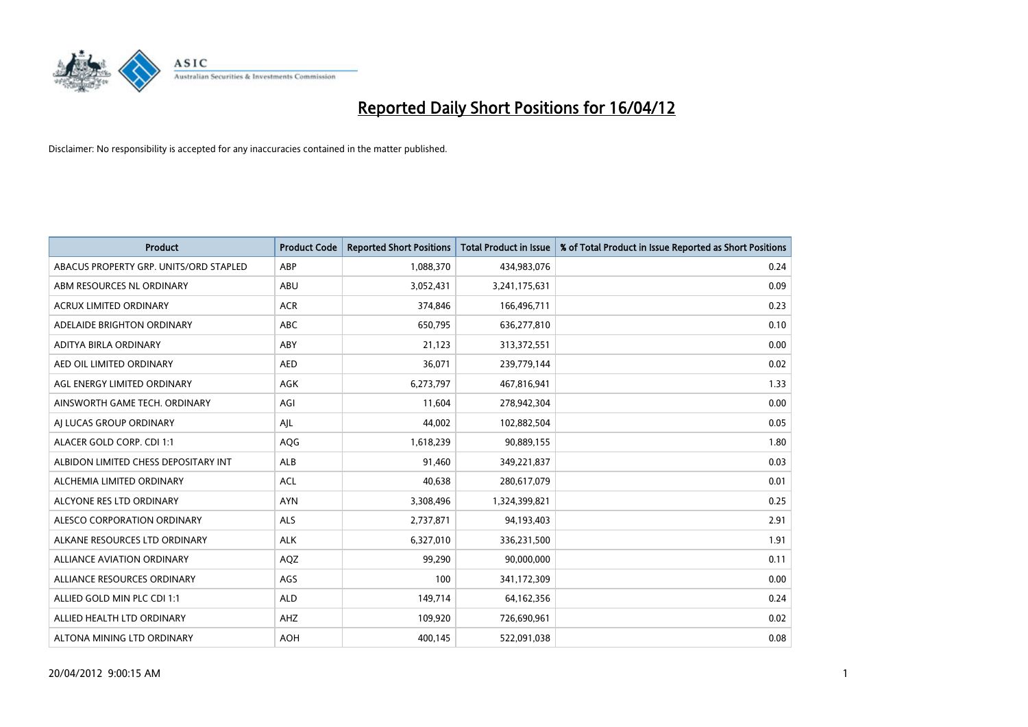# Reported Daily Short Positions for 16/04/12

Disclaimer: No responsibility is accepted for any inaccuracies contained in the matter published.

| Product | Product Code | Reported Short Positions | Total Product in Issue | % of Total Product in Issue Reported as Short Positions |
|---|---|---|---|---|
| ABACUS PROPERTY GRP. UNITS/ORD STAPLED | ABP | 1,088,370 | 434,983,076 | 0.24 |
| ABM RESOURCES NL ORDINARY | ABU | 3,052,431 | 3,241,175,631 | 0.09 |
| ACRUX LIMITED ORDINARY | ACR | 374,846 | 166,496,711 | 0.23 |
| ADELAIDE BRIGHTON ORDINARY | ABC | 650,795 | 636,277,810 | 0.10 |
| ADITYA BIRLA ORDINARY | ABY | 21,123 | 313,372,551 | 0.00 |
| AED OIL LIMITED ORDINARY | AED | 36,071 | 239,779,144 | 0.02 |
| AGL ENERGY LIMITED ORDINARY | AGK | 6,273,797 | 467,816,941 | 1.33 |
| AINSWORTH GAME TECH. ORDINARY | AGI | 11,604 | 278,942,304 | 0.00 |
| AJ LUCAS GROUP ORDINARY | AJL | 44,002 | 102,882,504 | 0.05 |
| ALACER GOLD CORP. CDI 1:1 | AQG | 1,618,239 | 90,889,155 | 1.80 |
| ALBIDON LIMITED CHESS DEPOSITARY INT | ALB | 91,460 | 349,221,837 | 0.03 |
| ALCHEMIA LIMITED ORDINARY | ACL | 40,638 | 280,617,079 | 0.01 |
| ALCYONE RES LTD ORDINARY | AYN | 3,308,496 | 1,324,399,821 | 0.25 |
| ALESCO CORPORATION ORDINARY | ALS | 2,737,871 | 94,193,403 | 2.91 |
| ALKANE RESOURCES LTD ORDINARY | ALK | 6,327,010 | 336,231,500 | 1.91 |
| ALLIANCE AVIATION ORDINARY | AQZ | 99,290 | 90,000,000 | 0.11 |
| ALLIANCE RESOURCES ORDINARY | AGS | 100 | 341,172,309 | 0.00 |
| ALLIED GOLD MIN PLC CDI 1:1 | ALD | 149,714 | 64,162,356 | 0.24 |
| ALLIED HEALTH LTD ORDINARY | AHZ | 109,920 | 726,690,961 | 0.02 |
| ALTONA MINING LTD ORDINARY | AOH | 400,145 | 522,091,038 | 0.08 |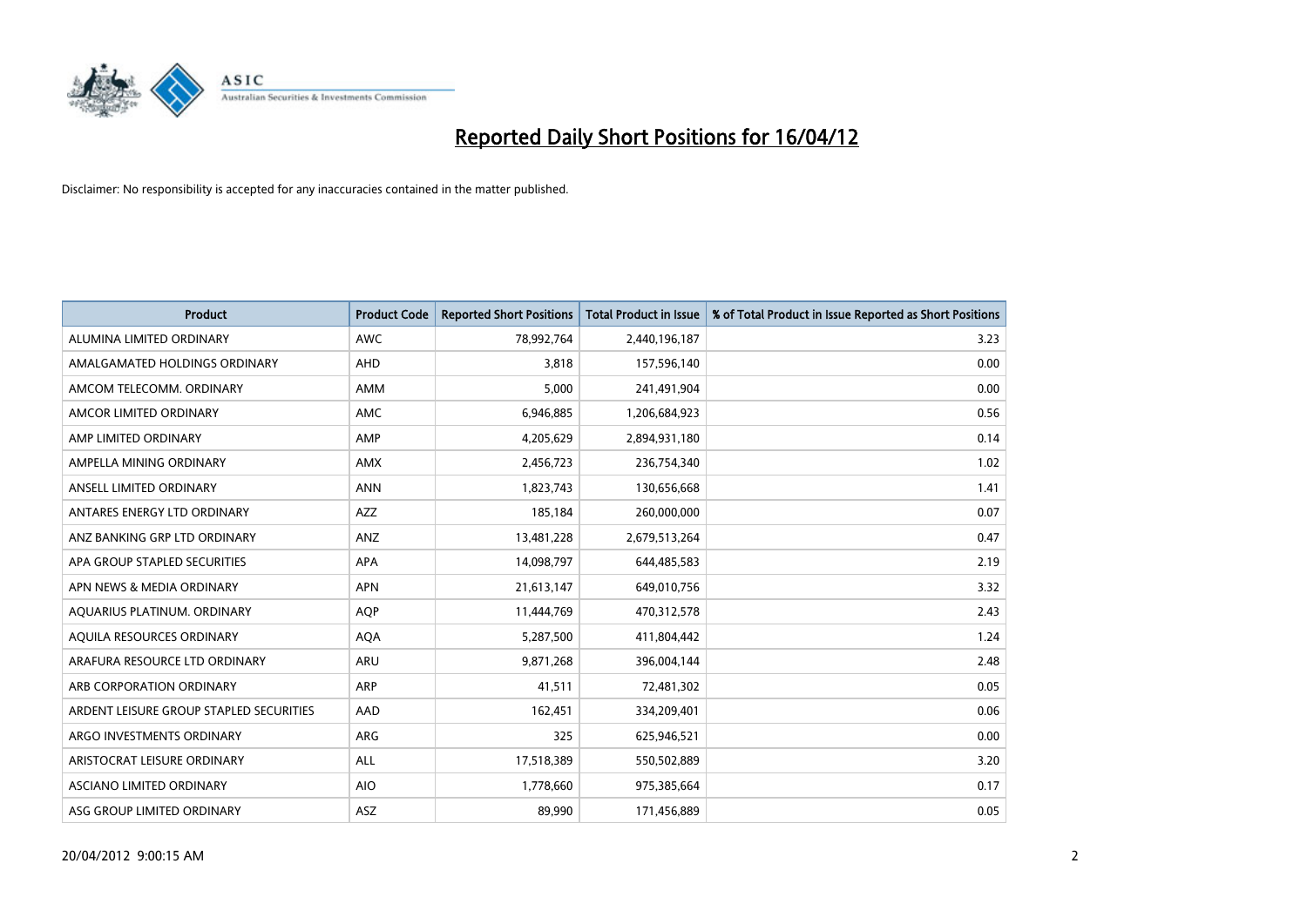# Reported Daily Short Positions for 16/04/12

Disclaimer: No responsibility is accepted for any inaccuracies contained in the matter published.

| Product | Product Code | Reported Short Positions | Total Product in Issue | % of Total Product in Issue Reported as Short Positions |
|---|---|---|---|---|
| ALUMINA LIMITED ORDINARY | AWC | 78,992,764 | 2,440,196,187 | 3.23 |
| AMALGAMATED HOLDINGS ORDINARY | AHD | 3,818 | 157,596,140 | 0.00 |
| AMCOM TELECOMM. ORDINARY | AMM | 5,000 | 241,491,904 | 0.00 |
| AMCOR LIMITED ORDINARY | AMC | 6,946,885 | 1,206,684,923 | 0.56 |
| AMP LIMITED ORDINARY | AMP | 4,205,629 | 2,894,931,180 | 0.14 |
| AMPELLA MINING ORDINARY | AMX | 2,456,723 | 236,754,340 | 1.02 |
| ANSELL LIMITED ORDINARY | ANN | 1,823,743 | 130,656,668 | 1.41 |
| ANTARES ENERGY LTD ORDINARY | AZZ | 185,184 | 260,000,000 | 0.07 |
| ANZ BANKING GRP LTD ORDINARY | ANZ | 13,481,228 | 2,679,513,264 | 0.47 |
| APA GROUP STAPLED SECURITIES | APA | 14,098,797 | 644,485,583 | 2.19 |
| APN NEWS & MEDIA ORDINARY | APN | 21,613,147 | 649,010,756 | 3.32 |
| AQUARIUS PLATINUM. ORDINARY | AQP | 11,444,769 | 470,312,578 | 2.43 |
| AQUILA RESOURCES ORDINARY | AQA | 5,287,500 | 411,804,442 | 1.24 |
| ARAFURA RESOURCE LTD ORDINARY | ARU | 9,871,268 | 396,004,144 | 2.48 |
| ARB CORPORATION ORDINARY | ARP | 41,511 | 72,481,302 | 0.05 |
| ARDENT LEISURE GROUP STAPLED SECURITIES | AAD | 162,451 | 334,209,401 | 0.06 |
| ARGO INVESTMENTS ORDINARY | ARG | 325 | 625,946,521 | 0.00 |
| ARISTOCRAT LEISURE ORDINARY | ALL | 17,518,389 | 550,502,889 | 3.20 |
| ASCIANO LIMITED ORDINARY | AIO | 1,778,660 | 975,385,664 | 0.17 |
| ASG GROUP LIMITED ORDINARY | ASZ | 89,990 | 171,456,889 | 0.05 |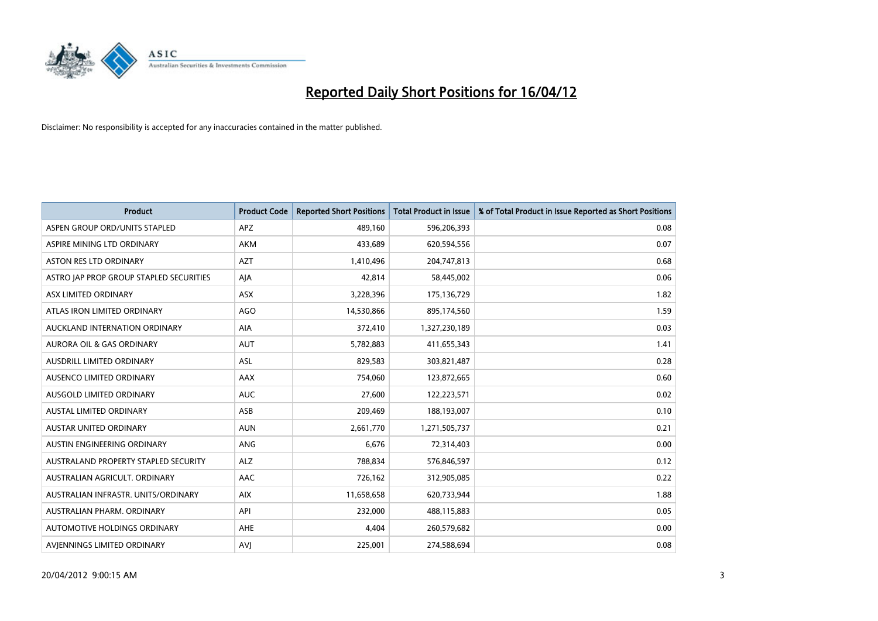# Reported Daily Short Positions for 16/04/12

Disclaimer: No responsibility is accepted for any inaccuracies contained in the matter published.

| Product | Product Code | Reported Short Positions | Total Product in Issue | % of Total Product in Issue Reported as Short Positions |
|---|---|---|---|---|
| ASPEN GROUP ORD/UNITS STAPLED | APZ | 489,160 | 596,206,393 | 0.08 |
| ASPIRE MINING LTD ORDINARY | AKM | 433,689 | 620,594,556 | 0.07 |
| ASTON RES LTD ORDINARY | AZT | 1,410,496 | 204,747,813 | 0.68 |
| ASTRO JAP PROP GROUP STAPLED SECURITIES | AJA | 42,814 | 58,445,002 | 0.06 |
| ASX LIMITED ORDINARY | ASX | 3,228,396 | 175,136,729 | 1.82 |
| ATLAS IRON LIMITED ORDINARY | AGO | 14,530,866 | 895,174,560 | 1.59 |
| AUCKLAND INTERNATION ORDINARY | AIA | 372,410 | 1,327,230,189 | 0.03 |
| AURORA OIL & GAS ORDINARY | AUT | 5,782,883 | 411,655,343 | 1.41 |
| AUSDRILL LIMITED ORDINARY | ASL | 829,583 | 303,821,487 | 0.28 |
| AUSENCO LIMITED ORDINARY | AAX | 754,060 | 123,872,665 | 0.60 |
| AUSGOLD LIMITED ORDINARY | AUC | 27,600 | 122,223,571 | 0.02 |
| AUSTAL LIMITED ORDINARY | ASB | 209,469 | 188,193,007 | 0.10 |
| AUSTAR UNITED ORDINARY | AUN | 2,661,770 | 1,271,505,737 | 0.21 |
| AUSTIN ENGINEERING ORDINARY | ANG | 6,676 | 72,314,403 | 0.00 |
| AUSTRALAND PROPERTY STAPLED SECURITY | ALZ | 788,834 | 576,846,597 | 0.12 |
| AUSTRALIAN AGRICULT. ORDINARY | AAC | 726,162 | 312,905,085 | 0.22 |
| AUSTRALIAN INFRASTR. UNITS/ORDINARY | AIX | 11,658,658 | 620,733,944 | 1.88 |
| AUSTRALIAN PHARM. ORDINARY | API | 232,000 | 488,115,883 | 0.05 |
| AUTOMOTIVE HOLDINGS ORDINARY | AHE | 4,404 | 260,579,682 | 0.00 |
| AVJENNINGS LIMITED ORDINARY | AVJ | 225,001 | 274,588,694 | 0.08 |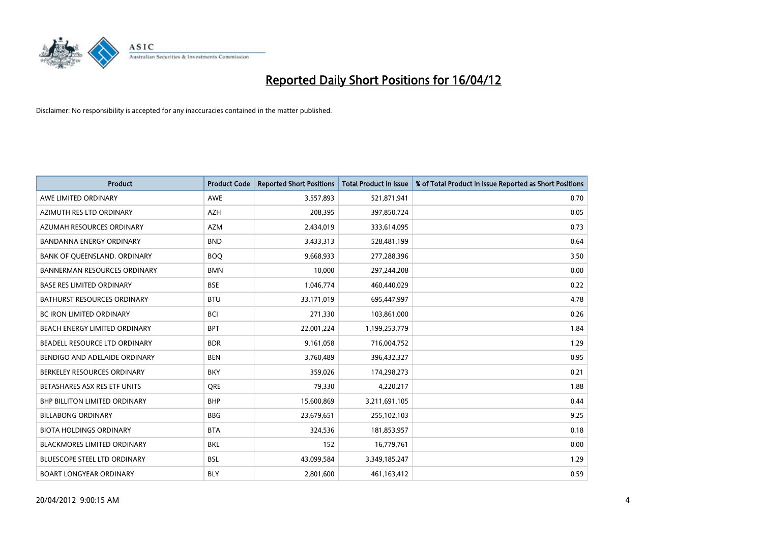# Reported Daily Short Positions for 16/04/12

Disclaimer: No responsibility is accepted for any inaccuracies contained in the matter published.

| Product | Product Code | Reported Short Positions | Total Product in Issue | % of Total Product in Issue Reported as Short Positions |
| --- | --- | --- | --- | --- |
| AWE LIMITED ORDINARY | AWE | 3,557,893 | 521,871,941 | 0.70 |
| AZIMUTH RES LTD ORDINARY | AZH | 208,395 | 397,850,724 | 0.05 |
| AZUMAH RESOURCES ORDINARY | AZM | 2,434,019 | 333,614,095 | 0.73 |
| BANDANNA ENERGY ORDINARY | BND | 3,433,313 | 528,481,199 | 0.64 |
| BANK OF QUEENSLAND. ORDINARY | BOQ | 9,668,933 | 277,288,396 | 3.50 |
| BANNERMAN RESOURCES ORDINARY | BMN | 10,000 | 297,244,208 | 0.00 |
| BASE RES LIMITED ORDINARY | BSE | 1,046,774 | 460,440,029 | 0.22 |
| BATHURST RESOURCES ORDINARY | BTU | 33,171,019 | 695,447,997 | 4.78 |
| BC IRON LIMITED ORDINARY | BCI | 271,330 | 103,861,000 | 0.26 |
| BEACH ENERGY LIMITED ORDINARY | BPT | 22,001,224 | 1,199,253,779 | 1.84 |
| BEADELL RESOURCE LTD ORDINARY | BDR | 9,161,058 | 716,004,752 | 1.29 |
| BENDIGO AND ADELAIDE ORDINARY | BEN | 3,760,489 | 396,432,327 | 0.95 |
| BERKELEY RESOURCES ORDINARY | BKY | 359,026 | 174,298,273 | 0.21 |
| BETASHARES ASX RES ETF UNITS | QRE | 79,330 | 4,220,217 | 1.88 |
| BHP BILLITON LIMITED ORDINARY | BHP | 15,600,869 | 3,211,691,105 | 0.44 |
| BILLABONG ORDINARY | BBG | 23,679,651 | 255,102,103 | 9.25 |
| BIOTA HOLDINGS ORDINARY | BTA | 324,536 | 181,853,957 | 0.18 |
| BLACKMORES LIMITED ORDINARY | BKL | 152 | 16,779,761 | 0.00 |
| BLUESCOPE STEEL LTD ORDINARY | BSL | 43,099,584 | 3,349,185,247 | 1.29 |
| BOART LONGYEAR ORDINARY | BLY | 2,801,600 | 461,163,412 | 0.59 |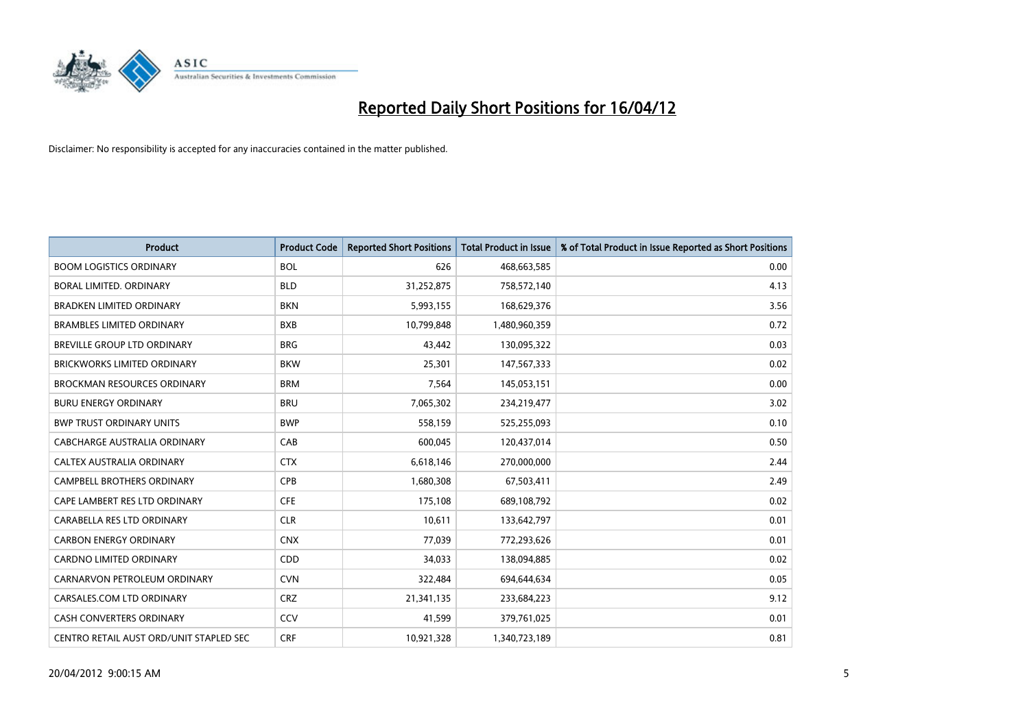# Reported Daily Short Positions for 16/04/12

Disclaimer: No responsibility is accepted for any inaccuracies contained in the matter published.

| Product | Product Code | Reported Short Positions | Total Product in Issue | % of Total Product in Issue Reported as Short Positions |
|---|---|---|---|---|
| BOOM LOGISTICS ORDINARY | BOL | 626 | 468,663,585 | 0.00 |
| BORAL LIMITED. ORDINARY | BLD | 31,252,875 | 758,572,140 | 4.13 |
| BRADKEN LIMITED ORDINARY | BKN | 5,993,155 | 168,629,376 | 3.56 |
| BRAMBLES LIMITED ORDINARY | BXB | 10,799,848 | 1,480,960,359 | 0.72 |
| BREVILLE GROUP LTD ORDINARY | BRG | 43,442 | 130,095,322 | 0.03 |
| BRICKWORKS LIMITED ORDINARY | BKW | 25,301 | 147,567,333 | 0.02 |
| BROCKMAN RESOURCES ORDINARY | BRM | 7,564 | 145,053,151 | 0.00 |
| BURU ENERGY ORDINARY | BRU | 7,065,302 | 234,219,477 | 3.02 |
| BWP TRUST ORDINARY UNITS | BWP | 558,159 | 525,255,093 | 0.10 |
| CABCHARGE AUSTRALIA ORDINARY | CAB | 600,045 | 120,437,014 | 0.50 |
| CALTEX AUSTRALIA ORDINARY | CTX | 6,618,146 | 270,000,000 | 2.44 |
| CAMPBELL BROTHERS ORDINARY | CPB | 1,680,308 | 67,503,411 | 2.49 |
| CAPE LAMBERT RES LTD ORDINARY | CFE | 175,108 | 689,108,792 | 0.02 |
| CARABELLA RES LTD ORDINARY | CLR | 10,611 | 133,642,797 | 0.01 |
| CARBON ENERGY ORDINARY | CNX | 77,039 | 772,293,626 | 0.01 |
| CARDNO LIMITED ORDINARY | CDD | 34,033 | 138,094,885 | 0.02 |
| CARNARVON PETROLEUM ORDINARY | CVN | 322,484 | 694,644,634 | 0.05 |
| CARSALES.COM LTD ORDINARY | CRZ | 21,341,135 | 233,684,223 | 9.12 |
| CASH CONVERTERS ORDINARY | CCV | 41,599 | 379,761,025 | 0.01 |
| CENTRO RETAIL AUST ORD/UNIT STAPLED SEC | CRF | 10,921,328 | 1,340,723,189 | 0.81 |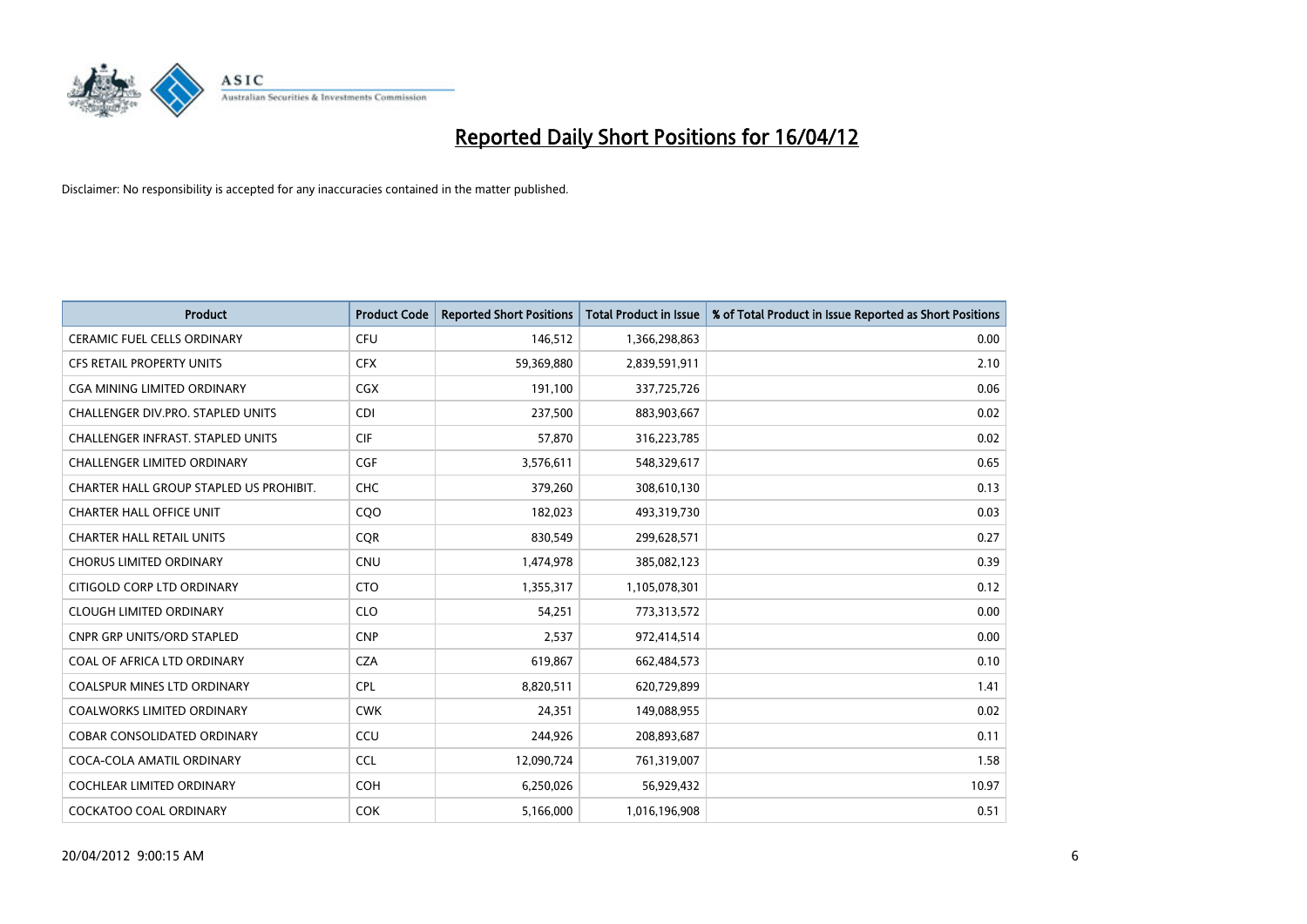# Reported Daily Short Positions for 16/04/12

Disclaimer: No responsibility is accepted for any inaccuracies contained in the matter published.

| Product | Product Code | Reported Short Positions | Total Product in Issue | % of Total Product in Issue Reported as Short Positions |
|---|---|---|---|---|
| CERAMIC FUEL CELLS ORDINARY | CFU | 146,512 | 1,366,298,863 | 0.00 |
| CFS RETAIL PROPERTY UNITS | CFX | 59,369,880 | 2,839,591,911 | 2.10 |
| CGA MINING LIMITED ORDINARY | CGX | 191,100 | 337,725,726 | 0.06 |
| CHALLENGER DIV.PRO. STAPLED UNITS | CDI | 237,500 | 883,903,667 | 0.02 |
| CHALLENGER INFRAST. STAPLED UNITS | CIF | 57,870 | 316,223,785 | 0.02 |
| CHALLENGER LIMITED ORDINARY | CGF | 3,576,611 | 548,329,617 | 0.65 |
| CHARTER HALL GROUP STAPLED US PROHIBIT. | CHC | 379,260 | 308,610,130 | 0.13 |
| CHARTER HALL OFFICE UNIT | CQO | 182,023 | 493,319,730 | 0.03 |
| CHARTER HALL RETAIL UNITS | CQR | 830,549 | 299,628,571 | 0.27 |
| CHORUS LIMITED ORDINARY | CNU | 1,474,978 | 385,082,123 | 0.39 |
| CITIGOLD CORP LTD ORDINARY | CTO | 1,355,317 | 1,105,078,301 | 0.12 |
| CLOUGH LIMITED ORDINARY | CLO | 54,251 | 773,313,572 | 0.00 |
| CNPR GRP UNITS/ORD STAPLED | CNP | 2,537 | 972,414,514 | 0.00 |
| COAL OF AFRICA LTD ORDINARY | CZA | 619,867 | 662,484,573 | 0.10 |
| COALSPUR MINES LTD ORDINARY | CPL | 8,820,511 | 620,729,899 | 1.41 |
| COALWORKS LIMITED ORDINARY | CWK | 24,351 | 149,088,955 | 0.02 |
| COBAR CONSOLIDATED ORDINARY | CCU | 244,926 | 208,893,687 | 0.11 |
| COCA-COLA AMATIL ORDINARY | CCL | 12,090,724 | 761,319,007 | 1.58 |
| COCHLEAR LIMITED ORDINARY | COH | 6,250,026 | 56,929,432 | 10.97 |
| COCKATOO COAL ORDINARY | COK | 5,166,000 | 1,016,196,908 | 0.51 |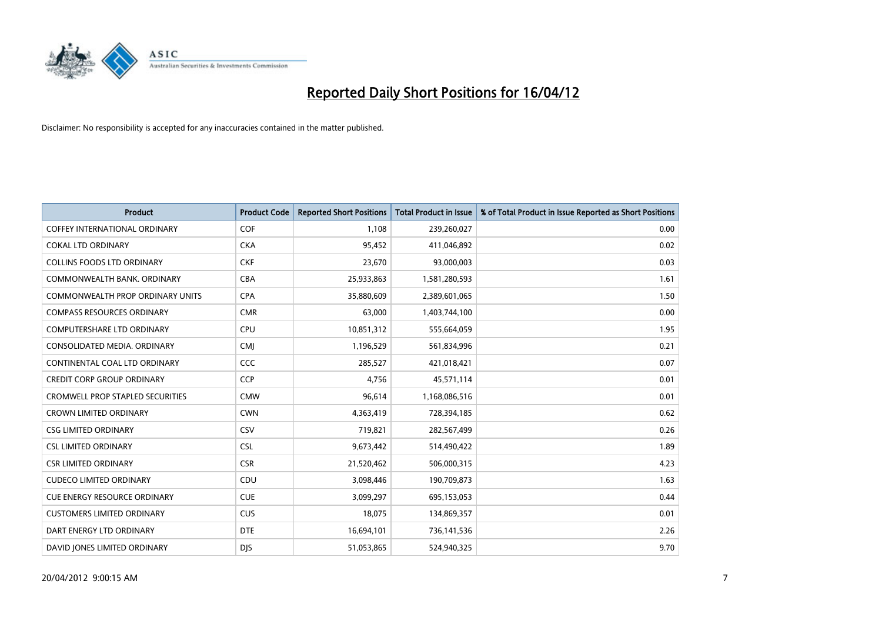# Reported Daily Short Positions for 16/04/12

Disclaimer: No responsibility is accepted for any inaccuracies contained in the matter published.

| Product | Product Code | Reported Short Positions | Total Product in Issue | % of Total Product in Issue Reported as Short Positions |
|---|---|---|---|---|
| COFFEY INTERNATIONAL ORDINARY | COF | 1,108 | 239,260,027 | 0.00 |
| COKAL LTD ORDINARY | CKA | 95,452 | 411,046,892 | 0.02 |
| COLLINS FOODS LTD ORDINARY | CKF | 23,670 | 93,000,003 | 0.03 |
| COMMONWEALTH BANK. ORDINARY | CBA | 25,933,863 | 1,581,280,593 | 1.61 |
| COMMONWEALTH PROP ORDINARY UNITS | CPA | 35,880,609 | 2,389,601,065 | 1.50 |
| COMPASS RESOURCES ORDINARY | CMR | 63,000 | 1,403,744,100 | 0.00 |
| COMPUTERSHARE LTD ORDINARY | CPU | 10,851,312 | 555,664,059 | 1.95 |
| CONSOLIDATED MEDIA. ORDINARY | CMJ | 1,196,529 | 561,834,996 | 0.21 |
| CONTINENTAL COAL LTD ORDINARY | CCC | 285,527 | 421,018,421 | 0.07 |
| CREDIT CORP GROUP ORDINARY | CCP | 4,756 | 45,571,114 | 0.01 |
| CROMWELL PROP STAPLED SECURITIES | CMW | 96,614 | 1,168,086,516 | 0.01 |
| CROWN LIMITED ORDINARY | CWN | 4,363,419 | 728,394,185 | 0.62 |
| CSG LIMITED ORDINARY | CSV | 719,821 | 282,567,499 | 0.26 |
| CSL LIMITED ORDINARY | CSL | 9,673,442 | 514,490,422 | 1.89 |
| CSR LIMITED ORDINARY | CSR | 21,520,462 | 506,000,315 | 4.23 |
| CUDECO LIMITED ORDINARY | CDU | 3,098,446 | 190,709,873 | 1.63 |
| CUE ENERGY RESOURCE ORDINARY | CUE | 3,099,297 | 695,153,053 | 0.44 |
| CUSTOMERS LIMITED ORDINARY | CUS | 18,075 | 134,869,357 | 0.01 |
| DART ENERGY LTD ORDINARY | DTE | 16,694,101 | 736,141,536 | 2.26 |
| DAVID JONES LIMITED ORDINARY | DJS | 51,053,865 | 524,940,325 | 9.70 |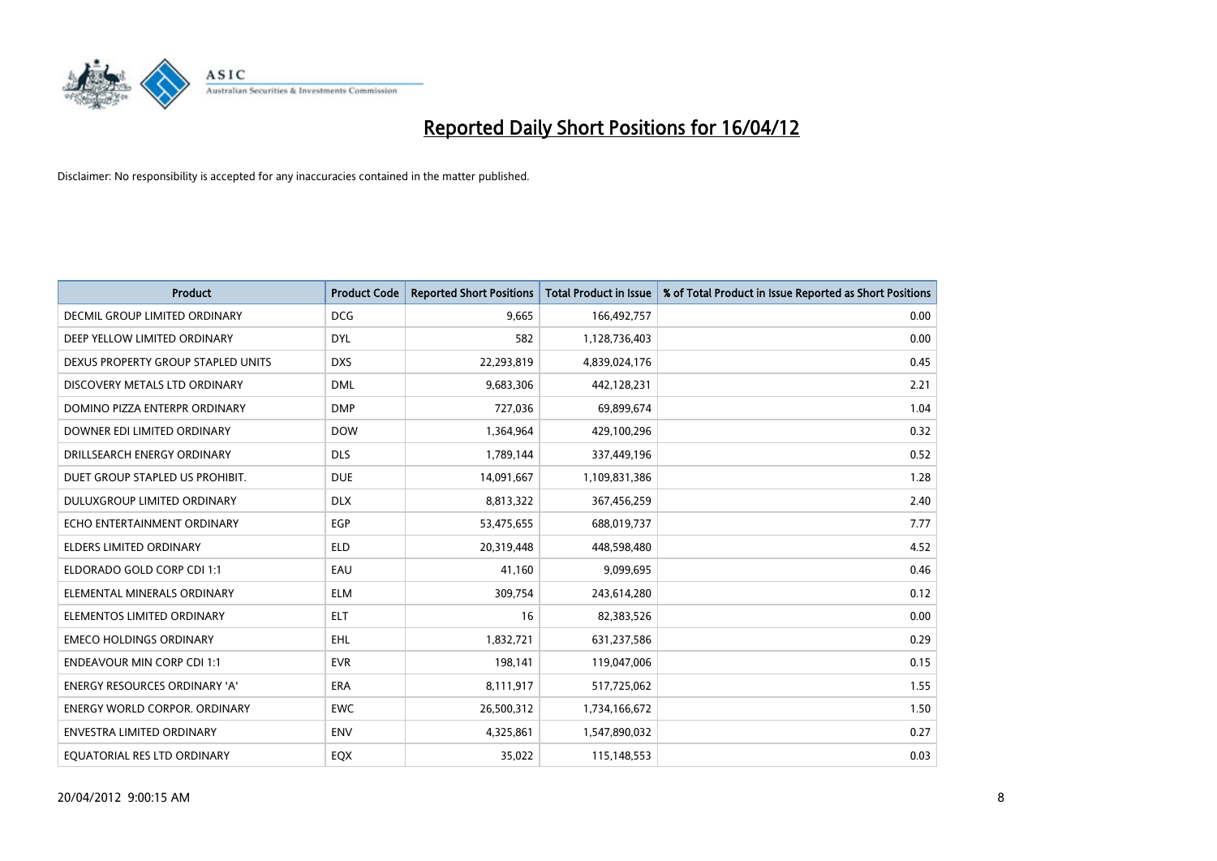# Reported Daily Short Positions for 16/04/12

Disclaimer: No responsibility is accepted for any inaccuracies contained in the matter published.

| Product | Product Code | Reported Short Positions | Total Product in Issue | % of Total Product in Issue Reported as Short Positions |
|---|---|---|---|---|
| DECMIL GROUP LIMITED ORDINARY | DCG | 9,665 | 166,492,757 | 0.00 |
| DEEP YELLOW LIMITED ORDINARY | DYL | 582 | 1,128,736,403 | 0.00 |
| DEXUS PROPERTY GROUP STAPLED UNITS | DXS | 22,293,819 | 4,839,024,176 | 0.45 |
| DISCOVERY METALS LTD ORDINARY | DML | 9,683,306 | 442,128,231 | 2.21 |
| DOMINO PIZZA ENTERPR ORDINARY | DMP | 727,036 | 69,899,674 | 1.04 |
| DOWNER EDI LIMITED ORDINARY | DOW | 1,364,964 | 429,100,296 | 0.32 |
| DRILLSEARCH ENERGY ORDINARY | DLS | 1,789,144 | 337,449,196 | 0.52 |
| DUET GROUP STAPLED US PROHIBIT. | DUE | 14,091,667 | 1,109,831,386 | 1.28 |
| DULUXGROUP LIMITED ORDINARY | DLX | 8,813,322 | 367,456,259 | 2.40 |
| ECHO ENTERTAINMENT ORDINARY | EGP | 53,475,655 | 688,019,737 | 7.77 |
| ELDERS LIMITED ORDINARY | ELD | 20,319,448 | 448,598,480 | 4.52 |
| ELDORADO GOLD CORP CDI 1:1 | EAU | 41,160 | 9,099,695 | 0.46 |
| ELEMENTAL MINERALS ORDINARY | ELM | 309,754 | 243,614,280 | 0.12 |
| ELEMENTOS LIMITED ORDINARY | ELT | 16 | 82,383,526 | 0.00 |
| EMECO HOLDINGS ORDINARY | EHL | 1,832,721 | 631,237,586 | 0.29 |
| ENDEAVOUR MIN CORP CDI 1:1 | EVR | 198,141 | 119,047,006 | 0.15 |
| ENERGY RESOURCES ORDINARY 'A' | ERA | 8,111,917 | 517,725,062 | 1.55 |
| ENERGY WORLD CORPOR. ORDINARY | EWC | 26,500,312 | 1,734,166,672 | 1.50 |
| ENVESTRA LIMITED ORDINARY | ENV | 4,325,861 | 1,547,890,032 | 0.27 |
| EQUATORIAL RES LTD ORDINARY | EQX | 35,022 | 115,148,553 | 0.03 |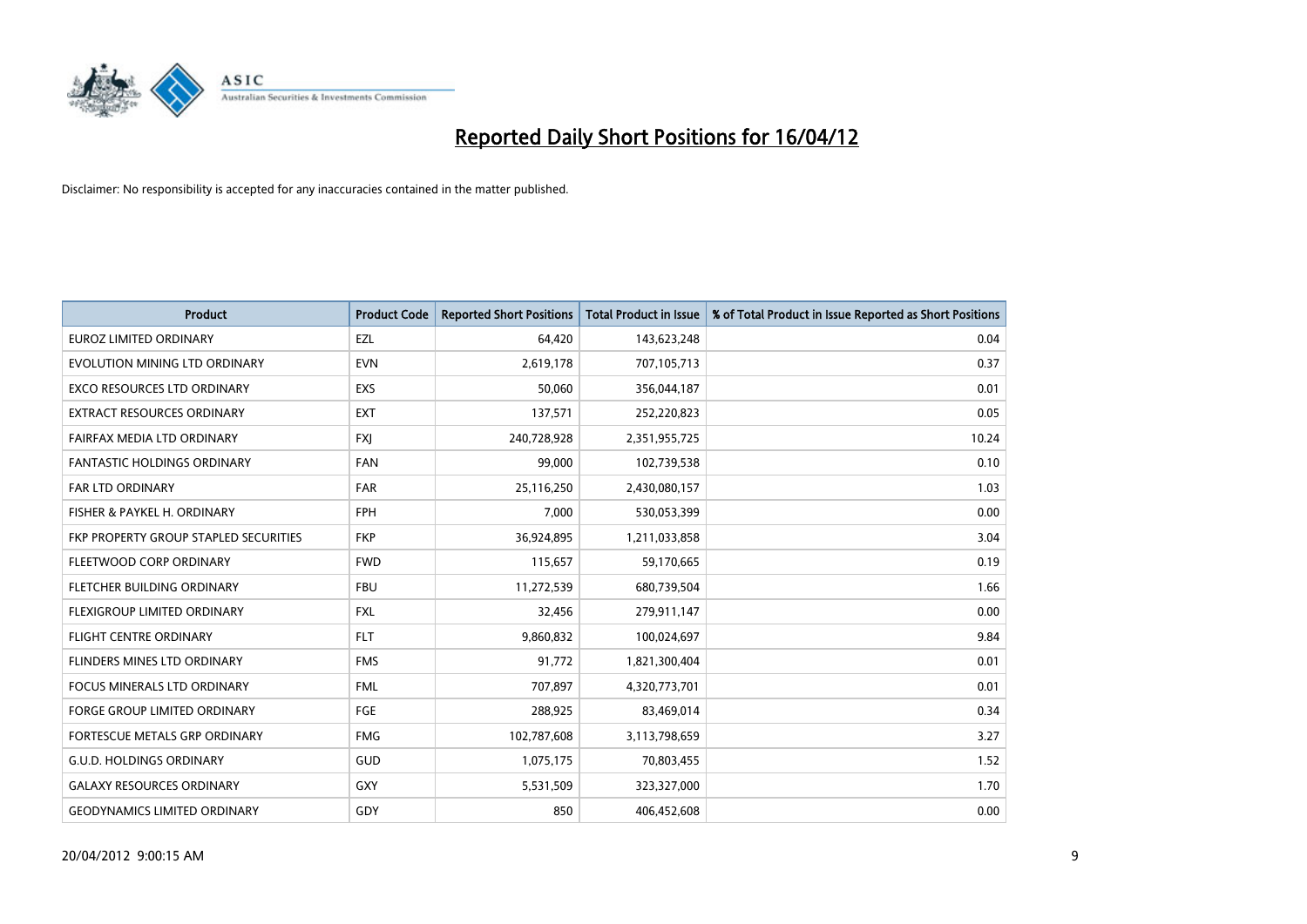# Reported Daily Short Positions for 16/04/12

Disclaimer: No responsibility is accepted for any inaccuracies contained in the matter published.

| Product | Product Code | Reported Short Positions | Total Product in Issue | % of Total Product in Issue Reported as Short Positions |
|---|---|---|---|---|
| EUROZ LIMITED ORDINARY | EZL | 64,420 | 143,623,248 | 0.04 |
| EVOLUTION MINING LTD ORDINARY | EVN | 2,619,178 | 707,105,713 | 0.37 |
| EXCO RESOURCES LTD ORDINARY | EXS | 50,060 | 356,044,187 | 0.01 |
| EXTRACT RESOURCES ORDINARY | EXT | 137,571 | 252,220,823 | 0.05 |
| FAIRFAX MEDIA LTD ORDINARY | FXJ | 240,728,928 | 2,351,955,725 | 10.24 |
| FANTASTIC HOLDINGS ORDINARY | FAN | 99,000 | 102,739,538 | 0.10 |
| FAR LTD ORDINARY | FAR | 25,116,250 | 2,430,080,157 | 1.03 |
| FISHER & PAYKEL H. ORDINARY | FPH | 7,000 | 530,053,399 | 0.00 |
| FKP PROPERTY GROUP STAPLED SECURITIES | FKP | 36,924,895 | 1,211,033,858 | 3.04 |
| FLEETWOOD CORP ORDINARY | FWD | 115,657 | 59,170,665 | 0.19 |
| FLETCHER BUILDING ORDINARY | FBU | 11,272,539 | 680,739,504 | 1.66 |
| FLEXIGROUP LIMITED ORDINARY | FXL | 32,456 | 279,911,147 | 0.00 |
| FLIGHT CENTRE ORDINARY | FLT | 9,860,832 | 100,024,697 | 9.84 |
| FLINDERS MINES LTD ORDINARY | FMS | 91,772 | 1,821,300,404 | 0.01 |
| FOCUS MINERALS LTD ORDINARY | FML | 707,897 | 4,320,773,701 | 0.01 |
| FORGE GROUP LIMITED ORDINARY | FGE | 288,925 | 83,469,014 | 0.34 |
| FORTESCUE METALS GRP ORDINARY | FMG | 102,787,608 | 3,113,798,659 | 3.27 |
| G.U.D. HOLDINGS ORDINARY | GUD | 1,075,175 | 70,803,455 | 1.52 |
| GALAXY RESOURCES ORDINARY | GXY | 5,531,509 | 323,327,000 | 1.70 |
| GEODYNAMICS LIMITED ORDINARY | GDY | 850 | 406,452,608 | 0.00 |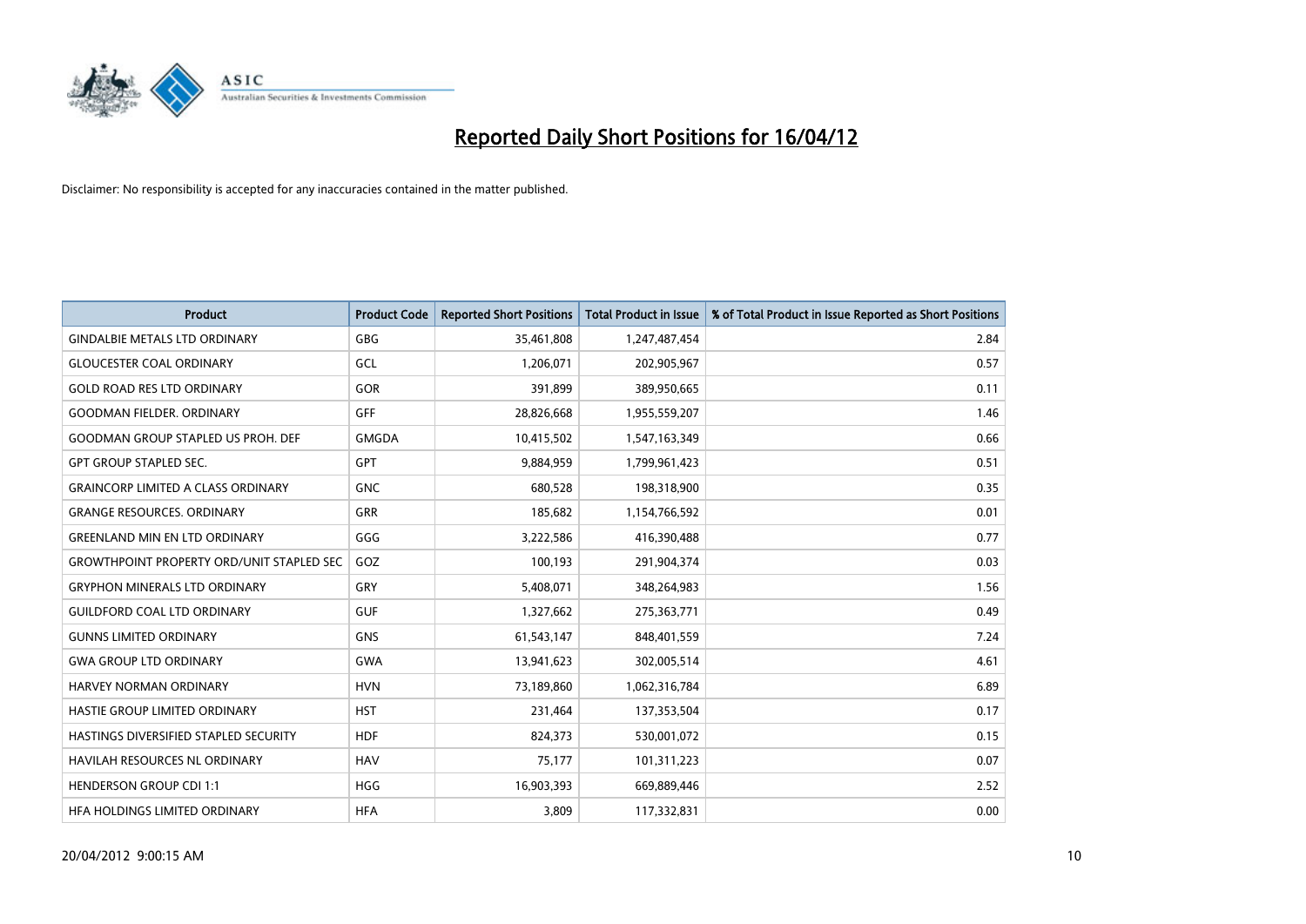# Reported Daily Short Positions for 16/04/12

Disclaimer: No responsibility is accepted for any inaccuracies contained in the matter published.

| Product | Product Code | Reported Short Positions | Total Product in Issue | % of Total Product in Issue Reported as Short Positions |
|---|---|---|---|---|
| GINDALBIE METALS LTD ORDINARY | GBG | 35,461,808 | 1,247,487,454 | 2.84 |
| GLOUCESTER COAL ORDINARY | GCL | 1,206,071 | 202,905,967 | 0.57 |
| GOLD ROAD RES LTD ORDINARY | GOR | 391,899 | 389,950,665 | 0.11 |
| GOODMAN FIELDER. ORDINARY | GFF | 28,826,668 | 1,955,559,207 | 1.46 |
| GOODMAN GROUP STAPLED US PROH. DEF | GMGDA | 10,415,502 | 1,547,163,349 | 0.66 |
| GPT GROUP STAPLED SEC. | GPT | 9,884,959 | 1,799,961,423 | 0.51 |
| GRAINCORP LIMITED A CLASS ORDINARY | GNC | 680,528 | 198,318,900 | 0.35 |
| GRANGE RESOURCES. ORDINARY | GRR | 185,682 | 1,154,766,592 | 0.01 |
| GREENLAND MIN EN LTD ORDINARY | GGG | 3,222,586 | 416,390,488 | 0.77 |
| GROWTHPOINT PROPERTY ORD/UNIT STAPLED SEC | GOZ | 100,193 | 291,904,374 | 0.03 |
| GRYPHON MINERALS LTD ORDINARY | GRY | 5,408,071 | 348,264,983 | 1.56 |
| GUILDFORD COAL LTD ORDINARY | GUF | 1,327,662 | 275,363,771 | 0.49 |
| GUNNS LIMITED ORDINARY | GNS | 61,543,147 | 848,401,559 | 7.24 |
| GWA GROUP LTD ORDINARY | GWA | 13,941,623 | 302,005,514 | 4.61 |
| HARVEY NORMAN ORDINARY | HVN | 73,189,860 | 1,062,316,784 | 6.89 |
| HASTIE GROUP LIMITED ORDINARY | HST | 231,464 | 137,353,504 | 0.17 |
| HASTINGS DIVERSIFIED STAPLED SECURITY | HDF | 824,373 | 530,001,072 | 0.15 |
| HAVILAH RESOURCES NL ORDINARY | HAV | 75,177 | 101,311,223 | 0.07 |
| HENDERSON GROUP CDI 1:1 | HGG | 16,903,393 | 669,889,446 | 2.52 |
| HFA HOLDINGS LIMITED ORDINARY | HFA | 3,809 | 117,332,831 | 0.00 |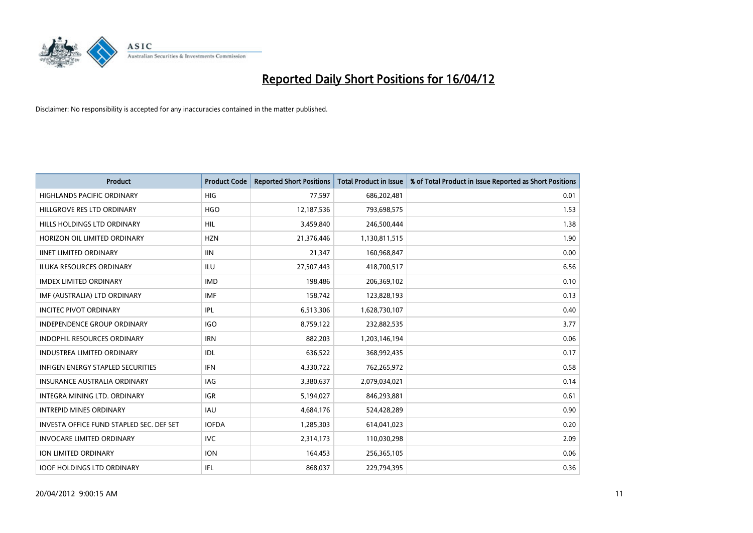# Reported Daily Short Positions for 16/04/12

Disclaimer: No responsibility is accepted for any inaccuracies contained in the matter published.

| Product | Product Code | Reported Short Positions | Total Product in Issue | % of Total Product in Issue Reported as Short Positions |
|---|---|---|---|---|
| HIGHLANDS PACIFIC ORDINARY | HIG | 77,597 | 686,202,481 | 0.01 |
| HILLGROVE RES LTD ORDINARY | HGO | 12,187,536 | 793,698,575 | 1.53 |
| HILLS HOLDINGS LTD ORDINARY | HIL | 3,459,840 | 246,500,444 | 1.38 |
| HORIZON OIL LIMITED ORDINARY | HZN | 21,376,446 | 1,130,811,515 | 1.90 |
| IINET LIMITED ORDINARY | IIN | 21,347 | 160,968,847 | 0.00 |
| ILUKA RESOURCES ORDINARY | ILU | 27,507,443 | 418,700,517 | 6.56 |
| IMDEX LIMITED ORDINARY | IMD | 198,486 | 206,369,102 | 0.10 |
| IMF (AUSTRALIA) LTD ORDINARY | IMF | 158,742 | 123,828,193 | 0.13 |
| INCITEC PIVOT ORDINARY | IPL | 6,513,306 | 1,628,730,107 | 0.40 |
| INDEPENDENCE GROUP ORDINARY | IGO | 8,759,122 | 232,882,535 | 3.77 |
| INDOPHIL RESOURCES ORDINARY | IRN | 882,203 | 1,203,146,194 | 0.06 |
| INDUSTREA LIMITED ORDINARY | IDL | 636,522 | 368,992,435 | 0.17 |
| INFIGEN ENERGY STAPLED SECURITIES | IFN | 4,330,722 | 762,265,972 | 0.58 |
| INSURANCE AUSTRALIA ORDINARY | IAG | 3,380,637 | 2,079,034,021 | 0.14 |
| INTEGRA MINING LTD. ORDINARY | IGR | 5,194,027 | 846,293,881 | 0.61 |
| INTREPID MINES ORDINARY | IAU | 4,684,176 | 524,428,289 | 0.90 |
| INVESTA OFFICE FUND STAPLED SEC. DEF SET | IOFDA | 1,285,303 | 614,041,023 | 0.20 |
| INVOCARE LIMITED ORDINARY | IVC | 2,314,173 | 110,030,298 | 2.09 |
| ION LIMITED ORDINARY | ION | 164,453 | 256,365,105 | 0.06 |
| IOOF HOLDINGS LTD ORDINARY | IFL | 868,037 | 229,794,395 | 0.36 |

20/04/2012 9:00:15 AM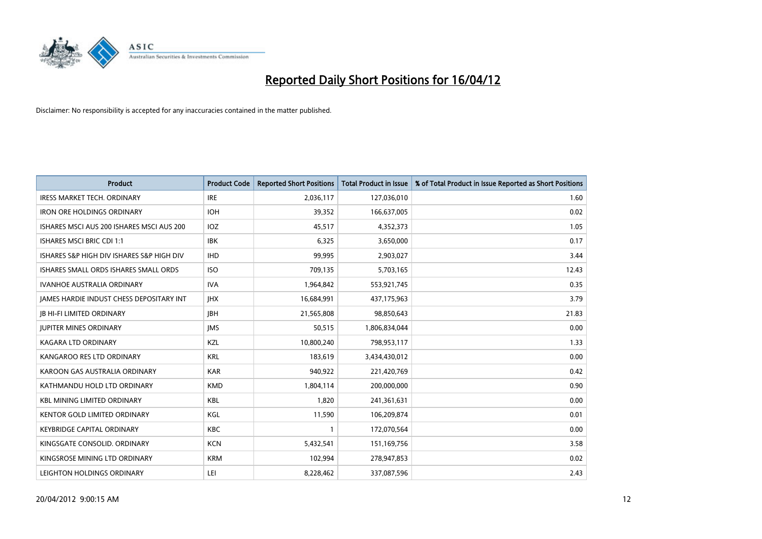# Reported Daily Short Positions for 16/04/12

Disclaimer: No responsibility is accepted for any inaccuracies contained in the matter published.

| Product | Product Code | Reported Short Positions | Total Product in Issue | % of Total Product in Issue Reported as Short Positions |
|---|---|---|---|---|
| IRESS MARKET TECH. ORDINARY | IRE | 2,036,117 | 127,036,010 | 1.60 |
| IRON ORE HOLDINGS ORDINARY | IOH | 39,352 | 166,637,005 | 0.02 |
| ISHARES MSCI AUS 200 ISHARES MSCI AUS 200 | IOZ | 45,517 | 4,352,373 | 1.05 |
| ISHARES MSCI BRIC CDI 1:1 | IBK | 6,325 | 3,650,000 | 0.17 |
| ISHARES S&P HIGH DIV ISHARES S&P HIGH DIV | IHD | 99,995 | 2,903,027 | 3.44 |
| ISHARES SMALL ORDS ISHARES SMALL ORDS | ISO | 709,135 | 5,703,165 | 12.43 |
| IVANHOE AUSTRALIA ORDINARY | IVA | 1,964,842 | 553,921,745 | 0.35 |
| JAMES HARDIE INDUST CHESS DEPOSITARY INT | JHX | 16,684,991 | 437,175,963 | 3.79 |
| JB HI-FI LIMITED ORDINARY | JBH | 21,565,808 | 98,850,643 | 21.83 |
| JUPITER MINES ORDINARY | JMS | 50,515 | 1,806,834,044 | 0.00 |
| KAGARA LTD ORDINARY | KZL | 10,800,240 | 798,953,117 | 1.33 |
| KANGAROO RES LTD ORDINARY | KRL | 183,619 | 3,434,430,012 | 0.00 |
| KAROON GAS AUSTRALIA ORDINARY | KAR | 940,922 | 221,420,769 | 0.42 |
| KATHMANDU HOLD LTD ORDINARY | KMD | 1,804,114 | 200,000,000 | 0.90 |
| KBL MINING LIMITED ORDINARY | KBL | 1,820 | 241,361,631 | 0.00 |
| KENTOR GOLD LIMITED ORDINARY | KGL | 11,590 | 106,209,874 | 0.01 |
| KEYBRIDGE CAPITAL ORDINARY | KBC | 1 | 172,070,564 | 0.00 |
| KINGSGATE CONSOLID. ORDINARY | KCN | 5,432,541 | 151,169,756 | 3.58 |
| KINGSROSE MINING LTD ORDINARY | KRM | 102,994 | 278,947,853 | 0.02 |
| LEIGHTON HOLDINGS ORDINARY | LEI | 8,228,462 | 337,087,596 | 2.43 |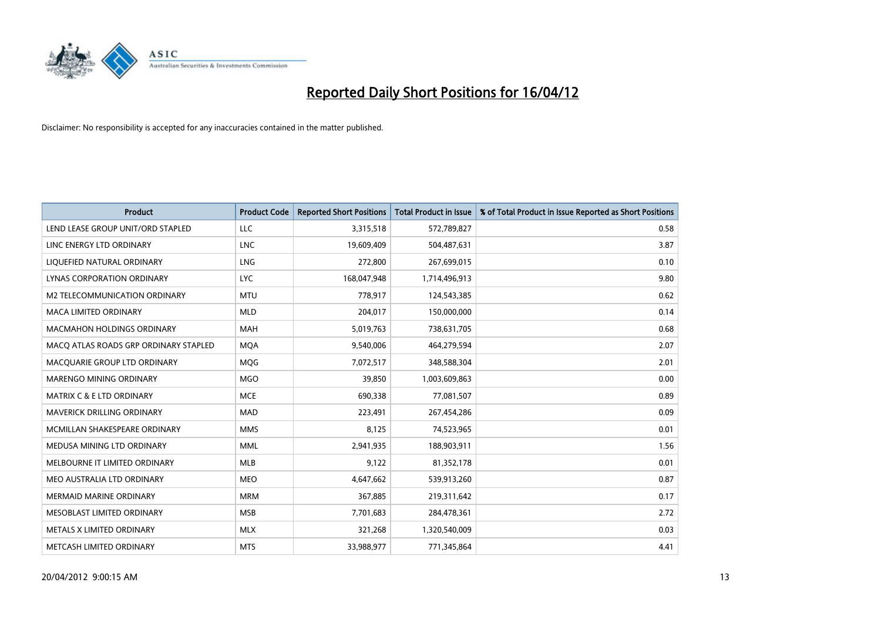# Reported Daily Short Positions for 16/04/12

Disclaimer: No responsibility is accepted for any inaccuracies contained in the matter published.

| Product | Product Code | Reported Short Positions | Total Product in Issue | % of Total Product in Issue Reported as Short Positions |
|---|---|---|---|---|
| LEND LEASE GROUP UNIT/ORD STAPLED | LLC | 3,315,518 | 572,789,827 | 0.58 |
| LINC ENERGY LTD ORDINARY | LNC | 19,609,409 | 504,487,631 | 3.87 |
| LIQUEFIED NATURAL ORDINARY | LNG | 272,800 | 267,699,015 | 0.10 |
| LYNAS CORPORATION ORDINARY | LYC | 168,047,948 | 1,714,496,913 | 9.80 |
| M2 TELECOMMUNICATION ORDINARY | MTU | 778,917 | 124,543,385 | 0.62 |
| MACA LIMITED ORDINARY | MLD | 204,017 | 150,000,000 | 0.14 |
| MACMAHON HOLDINGS ORDINARY | MAH | 5,019,763 | 738,631,705 | 0.68 |
| MACQ ATLAS ROADS GRP ORDINARY STAPLED | MQA | 9,540,006 | 464,279,594 | 2.07 |
| MACQUARIE GROUP LTD ORDINARY | MQG | 7,072,517 | 348,588,304 | 2.01 |
| MARENGO MINING ORDINARY | MGO | 39,850 | 1,003,609,863 | 0.00 |
| MATRIX C & E LTD ORDINARY | MCE | 690,338 | 77,081,507 | 0.89 |
| MAVERICK DRILLING ORDINARY | MAD | 223,491 | 267,454,286 | 0.09 |
| MCMILLAN SHAKESPEARE ORDINARY | MMS | 8,125 | 74,523,965 | 0.01 |
| MEDUSA MINING LTD ORDINARY | MML | 2,941,935 | 188,903,911 | 1.56 |
| MELBOURNE IT LIMITED ORDINARY | MLB | 9,122 | 81,352,178 | 0.01 |
| MEO AUSTRALIA LTD ORDINARY | MEO | 4,647,662 | 539,913,260 | 0.87 |
| MERMAID MARINE ORDINARY | MRM | 367,885 | 219,311,642 | 0.17 |
| MESOBLAST LIMITED ORDINARY | MSB | 7,701,683 | 284,478,361 | 2.72 |
| METALS X LIMITED ORDINARY | MLX | 321,268 | 1,320,540,009 | 0.03 |
| METCASH LIMITED ORDINARY | MTS | 33,988,977 | 771,345,864 | 4.41 |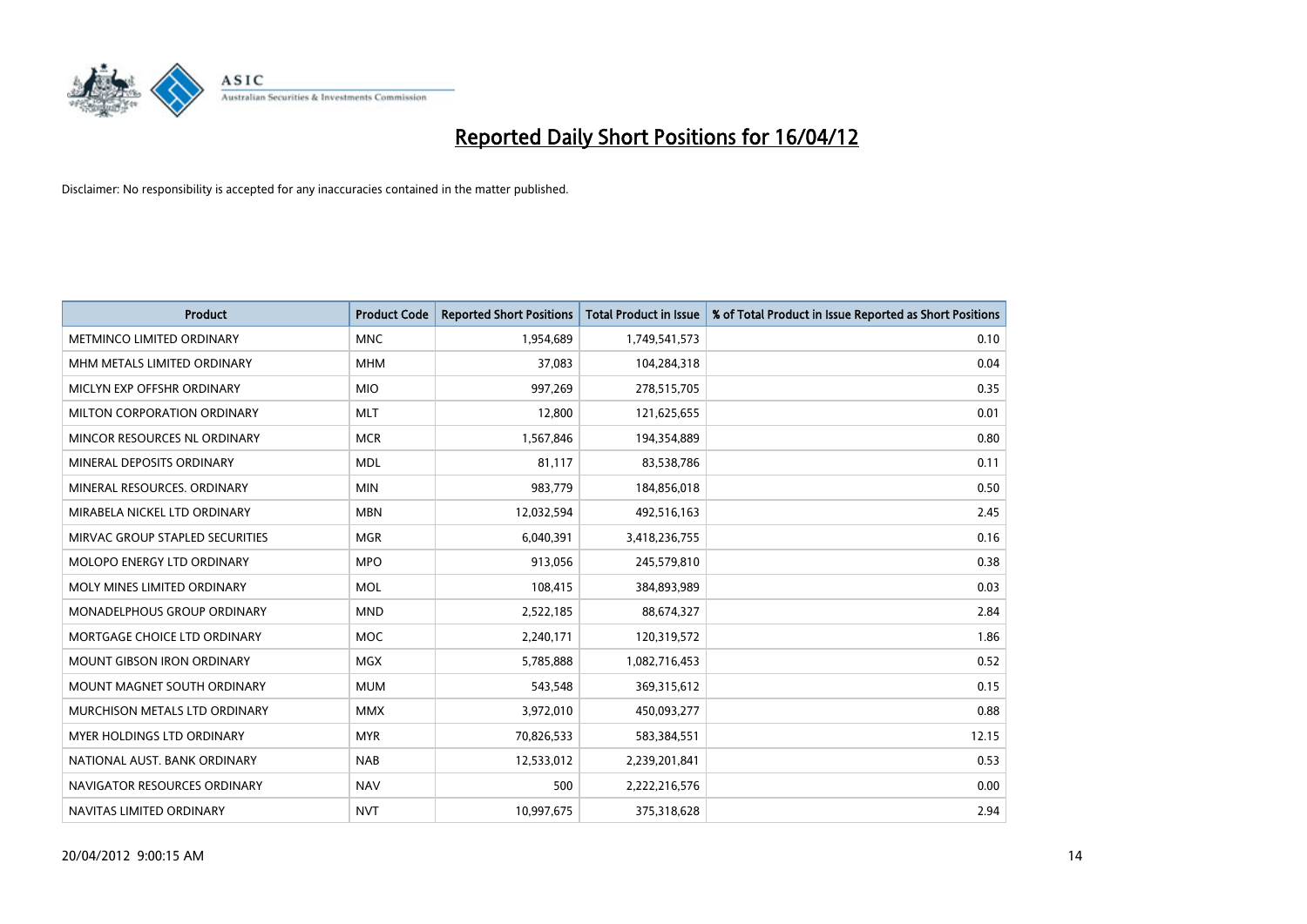# Reported Daily Short Positions for 16/04/12

Disclaimer: No responsibility is accepted for any inaccuracies contained in the matter published.

| Product | Product Code | Reported Short Positions | Total Product in Issue | % of Total Product in Issue Reported as Short Positions |
|---|---|---|---|---|
| METMINCO LIMITED ORDINARY | MNC | 1,954,689 | 1,749,541,573 | 0.10 |
| MHM METALS LIMITED ORDINARY | MHM | 37,083 | 104,284,318 | 0.04 |
| MICLYN EXP OFFSHR ORDINARY | MIO | 997,269 | 278,515,705 | 0.35 |
| MILTON CORPORATION ORDINARY | MLT | 12,800 | 121,625,655 | 0.01 |
| MINCOR RESOURCES NL ORDINARY | MCR | 1,567,846 | 194,354,889 | 0.80 |
| MINERAL DEPOSITS ORDINARY | MDL | 81,117 | 83,538,786 | 0.11 |
| MINERAL RESOURCES. ORDINARY | MIN | 983,779 | 184,856,018 | 0.50 |
| MIRABELA NICKEL LTD ORDINARY | MBN | 12,032,594 | 492,516,163 | 2.45 |
| MIRVAC GROUP STAPLED SECURITIES | MGR | 6,040,391 | 3,418,236,755 | 0.16 |
| MOLOPO ENERGY LTD ORDINARY | MPO | 913,056 | 245,579,810 | 0.38 |
| MOLY MINES LIMITED ORDINARY | MOL | 108,415 | 384,893,989 | 0.03 |
| MONADELPHOUS GROUP ORDINARY | MND | 2,522,185 | 88,674,327 | 2.84 |
| MORTGAGE CHOICE LTD ORDINARY | MOC | 2,240,171 | 120,319,572 | 1.86 |
| MOUNT GIBSON IRON ORDINARY | MGX | 5,785,888 | 1,082,716,453 | 0.52 |
| MOUNT MAGNET SOUTH ORDINARY | MUM | 543,548 | 369,315,612 | 0.15 |
| MURCHISON METALS LTD ORDINARY | MMX | 3,972,010 | 450,093,277 | 0.88 |
| MYER HOLDINGS LTD ORDINARY | MYR | 70,826,533 | 583,384,551 | 12.15 |
| NATIONAL AUST. BANK ORDINARY | NAB | 12,533,012 | 2,239,201,841 | 0.53 |
| NAVIGATOR RESOURCES ORDINARY | NAV | 500 | 2,222,216,576 | 0.00 |
| NAVITAS LIMITED ORDINARY | NVT | 10,997,675 | 375,318,628 | 2.94 |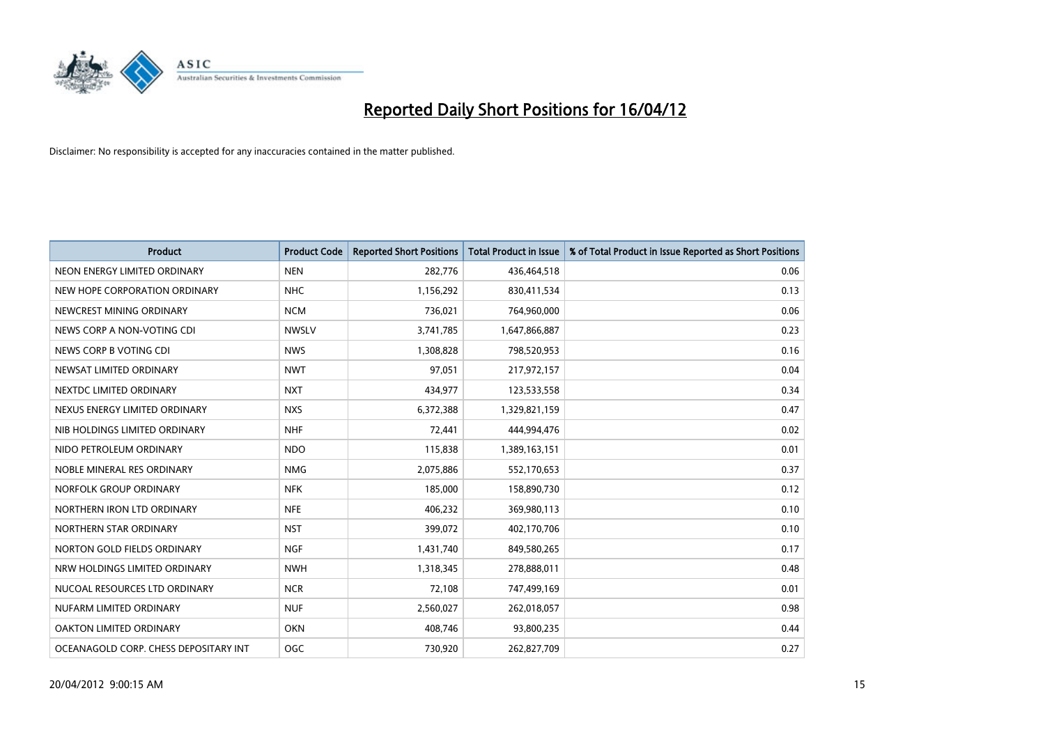# Reported Daily Short Positions for 16/04/12

Disclaimer: No responsibility is accepted for any inaccuracies contained in the matter published.

| Product | Product Code | Reported Short Positions | Total Product in Issue | % of Total Product in Issue Reported as Short Positions |
|---|---|---|---|---|
| NEON ENERGY LIMITED ORDINARY | NEN | 282,776 | 436,464,518 | 0.06 |
| NEW HOPE CORPORATION ORDINARY | NHC | 1,156,292 | 830,411,534 | 0.13 |
| NEWCREST MINING ORDINARY | NCM | 736,021 | 764,960,000 | 0.06 |
| NEWS CORP A NON-VOTING CDI | NWSLV | 3,741,785 | 1,647,866,887 | 0.23 |
| NEWS CORP B VOTING CDI | NWS | 1,308,828 | 798,520,953 | 0.16 |
| NEWSAT LIMITED ORDINARY | NWT | 97,051 | 217,972,157 | 0.04 |
| NEXTDC LIMITED ORDINARY | NXT | 434,977 | 123,533,558 | 0.34 |
| NEXUS ENERGY LIMITED ORDINARY | NXS | 6,372,388 | 1,329,821,159 | 0.47 |
| NIB HOLDINGS LIMITED ORDINARY | NHF | 72,441 | 444,994,476 | 0.02 |
| NIDO PETROLEUM ORDINARY | NDO | 115,838 | 1,389,163,151 | 0.01 |
| NOBLE MINERAL RES ORDINARY | NMG | 2,075,886 | 552,170,653 | 0.37 |
| NORFOLK GROUP ORDINARY | NFK | 185,000 | 158,890,730 | 0.12 |
| NORTHERN IRON LTD ORDINARY | NFE | 406,232 | 369,980,113 | 0.10 |
| NORTHERN STAR ORDINARY | NST | 399,072 | 402,170,706 | 0.10 |
| NORTON GOLD FIELDS ORDINARY | NGF | 1,431,740 | 849,580,265 | 0.17 |
| NRW HOLDINGS LIMITED ORDINARY | NWH | 1,318,345 | 278,888,011 | 0.48 |
| NUCOAL RESOURCES LTD ORDINARY | NCR | 72,108 | 747,499,169 | 0.01 |
| NUFARM LIMITED ORDINARY | NUF | 2,560,027 | 262,018,057 | 0.98 |
| OAKTON LIMITED ORDINARY | OKN | 408,746 | 93,800,235 | 0.44 |
| OCEANAGOLD CORP. CHESS DEPOSITARY INT | OGC | 730,920 | 262,827,709 | 0.27 |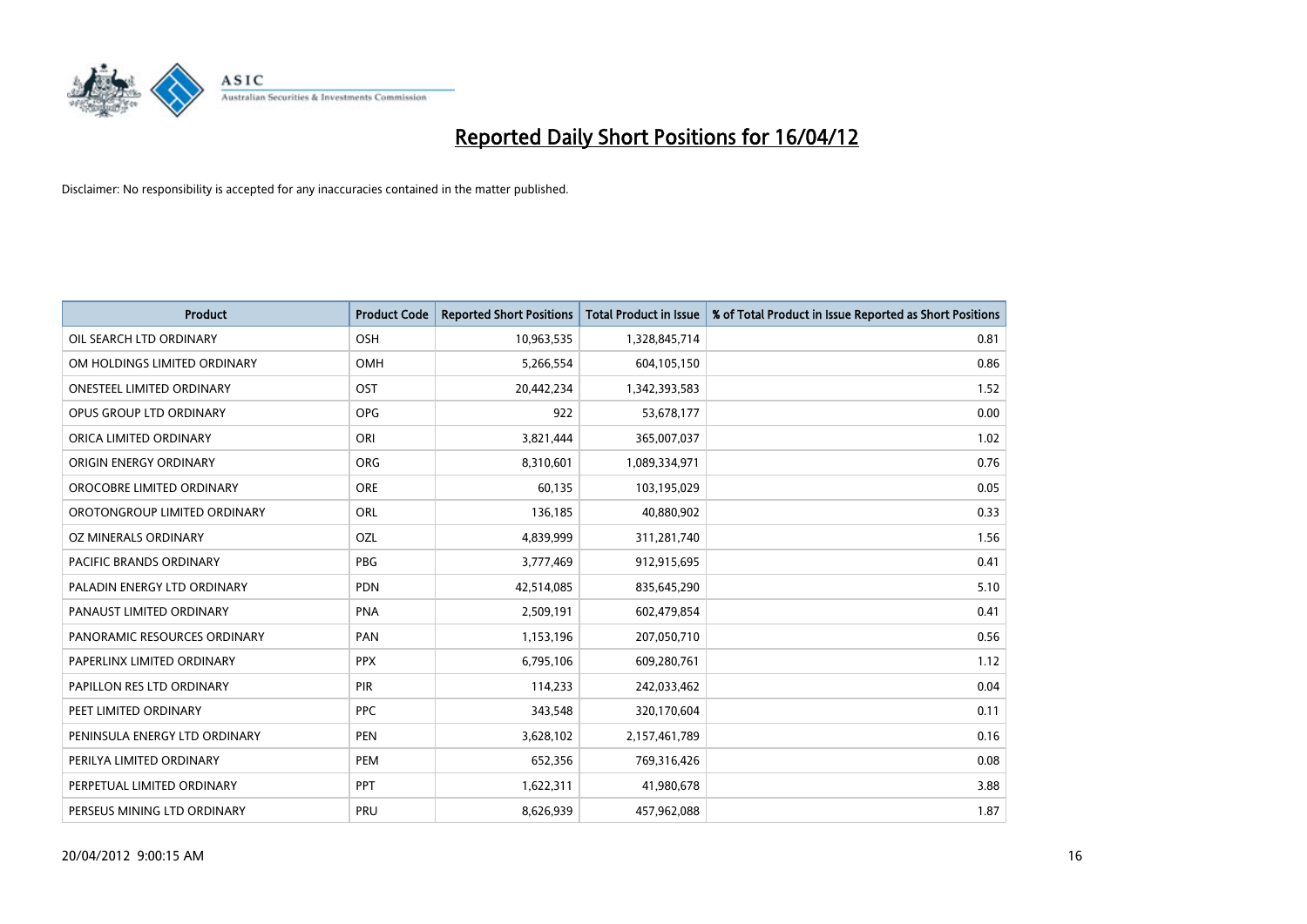# Reported Daily Short Positions for 16/04/12

Disclaimer: No responsibility is accepted for any inaccuracies contained in the matter published.

| Product | Product Code | Reported Short Positions | Total Product in Issue | % of Total Product in Issue Reported as Short Positions |
|---|---|---|---|---|
| OIL SEARCH LTD ORDINARY | OSH | 10,963,535 | 1,328,845,714 | 0.81 |
| OM HOLDINGS LIMITED ORDINARY | OMH | 5,266,554 | 604,105,150 | 0.86 |
| ONESTEEL LIMITED ORDINARY | OST | 20,442,234 | 1,342,393,583 | 1.52 |
| OPUS GROUP LTD ORDINARY | OPG | 922 | 53,678,177 | 0.00 |
| ORICA LIMITED ORDINARY | ORI | 3,821,444 | 365,007,037 | 1.02 |
| ORIGIN ENERGY ORDINARY | ORG | 8,310,601 | 1,089,334,971 | 0.76 |
| OROCOBRE LIMITED ORDINARY | ORE | 60,135 | 103,195,029 | 0.05 |
| OROTONGROUP LIMITED ORDINARY | ORL | 136,185 | 40,880,902 | 0.33 |
| OZ MINERALS ORDINARY | OZL | 4,839,999 | 311,281,740 | 1.56 |
| PACIFIC BRANDS ORDINARY | PBG | 3,777,469 | 912,915,695 | 0.41 |
| PALADIN ENERGY LTD ORDINARY | PDN | 42,514,085 | 835,645,290 | 5.10 |
| PANAUST LIMITED ORDINARY | PNA | 2,509,191 | 602,479,854 | 0.41 |
| PANORAMIC RESOURCES ORDINARY | PAN | 1,153,196 | 207,050,710 | 0.56 |
| PAPERLINX LIMITED ORDINARY | PPX | 6,795,106 | 609,280,761 | 1.12 |
| PAPILLON RES LTD ORDINARY | PIR | 114,233 | 242,033,462 | 0.04 |
| PEET LIMITED ORDINARY | PPC | 343,548 | 320,170,604 | 0.11 |
| PENINSULA ENERGY LTD ORDINARY | PEN | 3,628,102 | 2,157,461,789 | 0.16 |
| PERILYA LIMITED ORDINARY | PEM | 652,356 | 769,316,426 | 0.08 |
| PERPETUAL LIMITED ORDINARY | PPT | 1,622,311 | 41,980,678 | 3.88 |
| PERSEUS MINING LTD ORDINARY | PRU | 8,626,939 | 457,962,088 | 1.87 |

20/04/2012 9:00:15 AM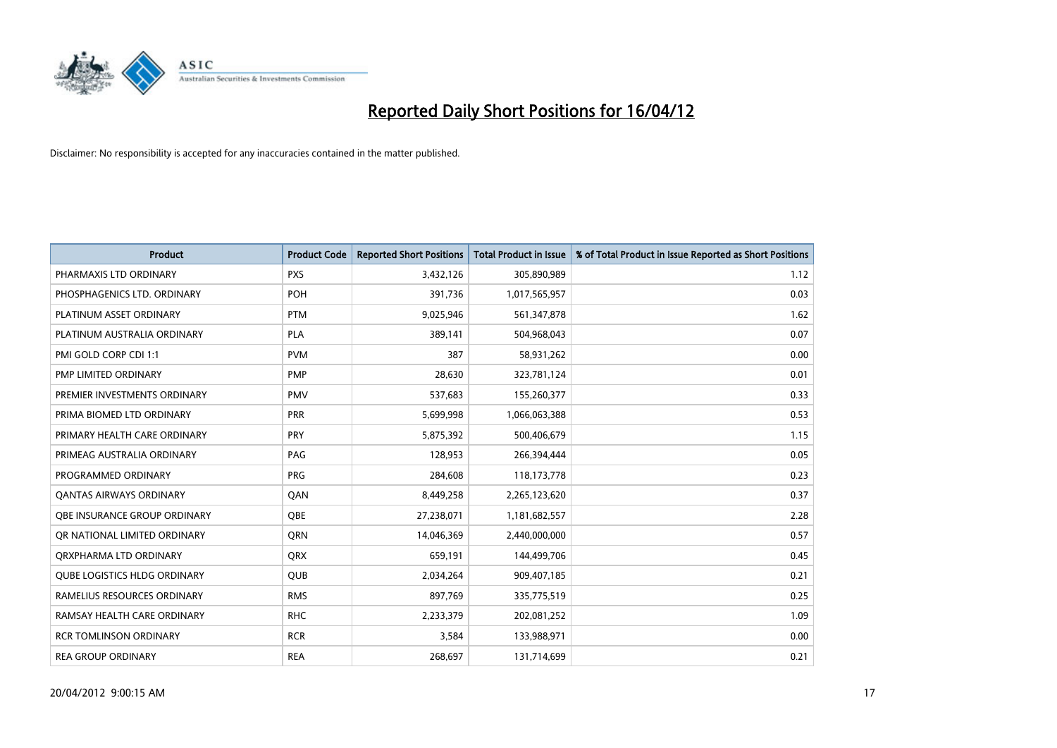# Reported Daily Short Positions for 16/04/12

Disclaimer: No responsibility is accepted for any inaccuracies contained in the matter published.

| Product | Product Code | Reported Short Positions | Total Product in Issue | % of Total Product in Issue Reported as Short Positions |
|---|---|---|---|---|
| PHARMAXIS LTD ORDINARY | PXS | 3,432,126 | 305,890,989 | 1.12 |
| PHOSPHAGENICS LTD. ORDINARY | POH | 391,736 | 1,017,565,957 | 0.03 |
| PLATINUM ASSET ORDINARY | PTM | 9,025,946 | 561,347,878 | 1.62 |
| PLATINUM AUSTRALIA ORDINARY | PLA | 389,141 | 504,968,043 | 0.07 |
| PMI GOLD CORP CDI 1:1 | PVM | 387 | 58,931,262 | 0.00 |
| PMP LIMITED ORDINARY | PMP | 28,630 | 323,781,124 | 0.01 |
| PREMIER INVESTMENTS ORDINARY | PMV | 537,683 | 155,260,377 | 0.33 |
| PRIMA BIOMED LTD ORDINARY | PRR | 5,699,998 | 1,066,063,388 | 0.53 |
| PRIMARY HEALTH CARE ORDINARY | PRY | 5,875,392 | 500,406,679 | 1.15 |
| PRIMEAG AUSTRALIA ORDINARY | PAG | 128,953 | 266,394,444 | 0.05 |
| PROGRAMMED ORDINARY | PRG | 284,608 | 118,173,778 | 0.23 |
| QANTAS AIRWAYS ORDINARY | QAN | 8,449,258 | 2,265,123,620 | 0.37 |
| QBE INSURANCE GROUP ORDINARY | QBE | 27,238,071 | 1,181,682,557 | 2.28 |
| QR NATIONAL LIMITED ORDINARY | QRN | 14,046,369 | 2,440,000,000 | 0.57 |
| QRXPHARMA LTD ORDINARY | QRX | 659,191 | 144,499,706 | 0.45 |
| QUBE LOGISTICS HLDG ORDINARY | QUB | 2,034,264 | 909,407,185 | 0.21 |
| RAMELIUS RESOURCES ORDINARY | RMS | 897,769 | 335,775,519 | 0.25 |
| RAMSAY HEALTH CARE ORDINARY | RHC | 2,233,379 | 202,081,252 | 1.09 |
| RCR TOMLINSON ORDINARY | RCR | 3,584 | 133,988,971 | 0.00 |
| REA GROUP ORDINARY | REA | 268,697 | 131,714,699 | 0.21 |

20/04/2012 9:00:15 AM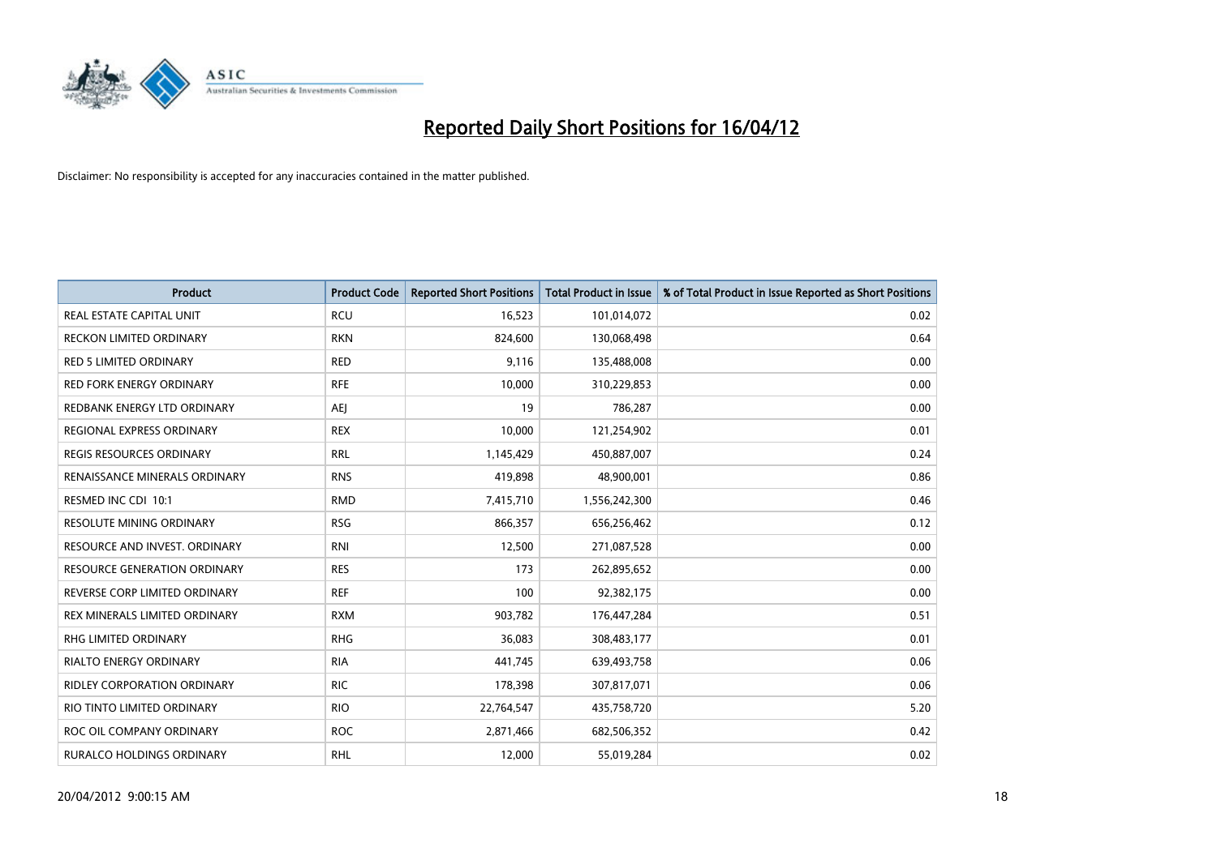# Reported Daily Short Positions for 16/04/12

Disclaimer: No responsibility is accepted for any inaccuracies contained in the matter published.

| Product | Product Code | Reported Short Positions | Total Product in Issue | % of Total Product in Issue Reported as Short Positions |
|---|---|---|---|---|
| REAL ESTATE CAPITAL UNIT | RCU | 16,523 | 101,014,072 | 0.02 |
| RECKON LIMITED ORDINARY | RKN | 824,600 | 130,068,498 | 0.64 |
| RED 5 LIMITED ORDINARY | RED | 9,116 | 135,488,008 | 0.00 |
| RED FORK ENERGY ORDINARY | RFE | 10,000 | 310,229,853 | 0.00 |
| REDBANK ENERGY LTD ORDINARY | AEJ | 19 | 786,287 | 0.00 |
| REGIONAL EXPRESS ORDINARY | REX | 10,000 | 121,254,902 | 0.01 |
| REGIS RESOURCES ORDINARY | RRL | 1,145,429 | 450,887,007 | 0.24 |
| RENAISSANCE MINERALS ORDINARY | RNS | 419,898 | 48,900,001 | 0.86 |
| RESMED INC CDI 10:1 | RMD | 7,415,710 | 1,556,242,300 | 0.46 |
| RESOLUTE MINING ORDINARY | RSG | 866,357 | 656,256,462 | 0.12 |
| RESOURCE AND INVEST. ORDINARY | RNI | 12,500 | 271,087,528 | 0.00 |
| RESOURCE GENERATION ORDINARY | RES | 173 | 262,895,652 | 0.00 |
| REVERSE CORP LIMITED ORDINARY | REF | 100 | 92,382,175 | 0.00 |
| REX MINERALS LIMITED ORDINARY | RXM | 903,782 | 176,447,284 | 0.51 |
| RHG LIMITED ORDINARY | RHG | 36,083 | 308,483,177 | 0.01 |
| RIALTO ENERGY ORDINARY | RIA | 441,745 | 639,493,758 | 0.06 |
| RIDLEY CORPORATION ORDINARY | RIC | 178,398 | 307,817,071 | 0.06 |
| RIO TINTO LIMITED ORDINARY | RIO | 22,764,547 | 435,758,720 | 5.20 |
| ROC OIL COMPANY ORDINARY | ROC | 2,871,466 | 682,506,352 | 0.42 |
| RURALCO HOLDINGS ORDINARY | RHL | 12,000 | 55,019,284 | 0.02 |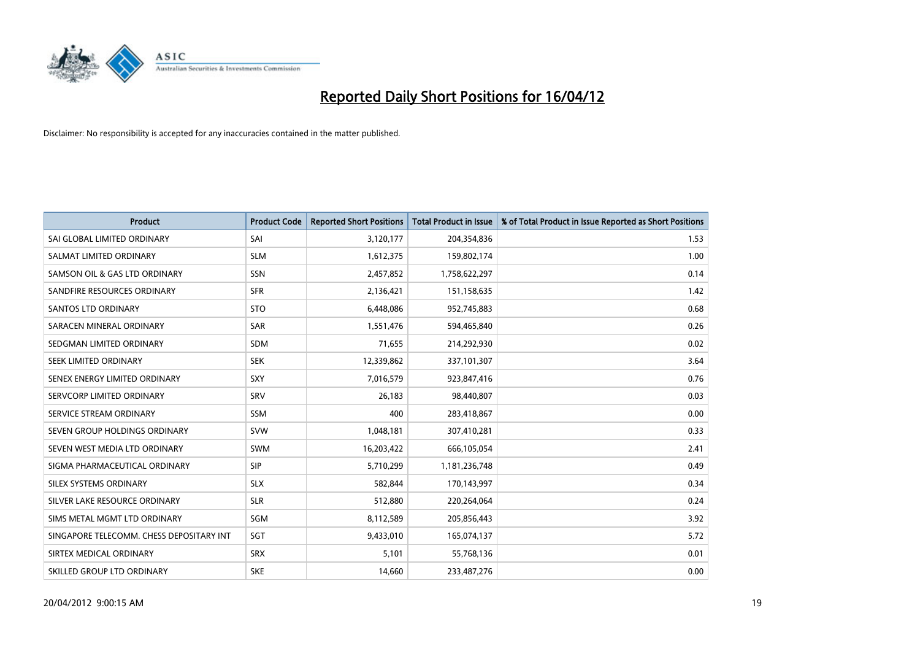# Reported Daily Short Positions for 16/04/12

Disclaimer: No responsibility is accepted for any inaccuracies contained in the matter published.

| Product | Product Code | Reported Short Positions | Total Product in Issue | % of Total Product in Issue Reported as Short Positions |
|---|---|---|---|---|
| SAI GLOBAL LIMITED ORDINARY | SAI | 3,120,177 | 204,354,836 | 1.53 |
| SALMAT LIMITED ORDINARY | SLM | 1,612,375 | 159,802,174 | 1.00 |
| SAMSON OIL & GAS LTD ORDINARY | SSN | 2,457,852 | 1,758,622,297 | 0.14 |
| SANDFIRE RESOURCES ORDINARY | SFR | 2,136,421 | 151,158,635 | 1.42 |
| SANTOS LTD ORDINARY | STO | 6,448,086 | 952,745,883 | 0.68 |
| SARACEN MINERAL ORDINARY | SAR | 1,551,476 | 594,465,840 | 0.26 |
| SEDGMAN LIMITED ORDINARY | SDM | 71,655 | 214,292,930 | 0.02 |
| SEEK LIMITED ORDINARY | SEK | 12,339,862 | 337,101,307 | 3.64 |
| SENEX ENERGY LIMITED ORDINARY | SXY | 7,016,579 | 923,847,416 | 0.76 |
| SERVCORP LIMITED ORDINARY | SRV | 26,183 | 98,440,807 | 0.03 |
| SERVICE STREAM ORDINARY | SSM | 400 | 283,418,867 | 0.00 |
| SEVEN GROUP HOLDINGS ORDINARY | SVW | 1,048,181 | 307,410,281 | 0.33 |
| SEVEN WEST MEDIA LTD ORDINARY | SWM | 16,203,422 | 666,105,054 | 2.41 |
| SIGMA PHARMACEUTICAL ORDINARY | SIP | 5,710,299 | 1,181,236,748 | 0.49 |
| SILEX SYSTEMS ORDINARY | SLX | 582,844 | 170,143,997 | 0.34 |
| SILVER LAKE RESOURCE ORDINARY | SLR | 512,880 | 220,264,064 | 0.24 |
| SIMS METAL MGMT LTD ORDINARY | SGM | 8,112,589 | 205,856,443 | 3.92 |
| SINGAPORE TELECOMM. CHESS DEPOSITARY INT | SGT | 9,433,010 | 165,074,137 | 5.72 |
| SIRTEX MEDICAL ORDINARY | SRX | 5,101 | 55,768,136 | 0.01 |
| SKILLED GROUP LTD ORDINARY | SKE | 14,660 | 233,487,276 | 0.00 |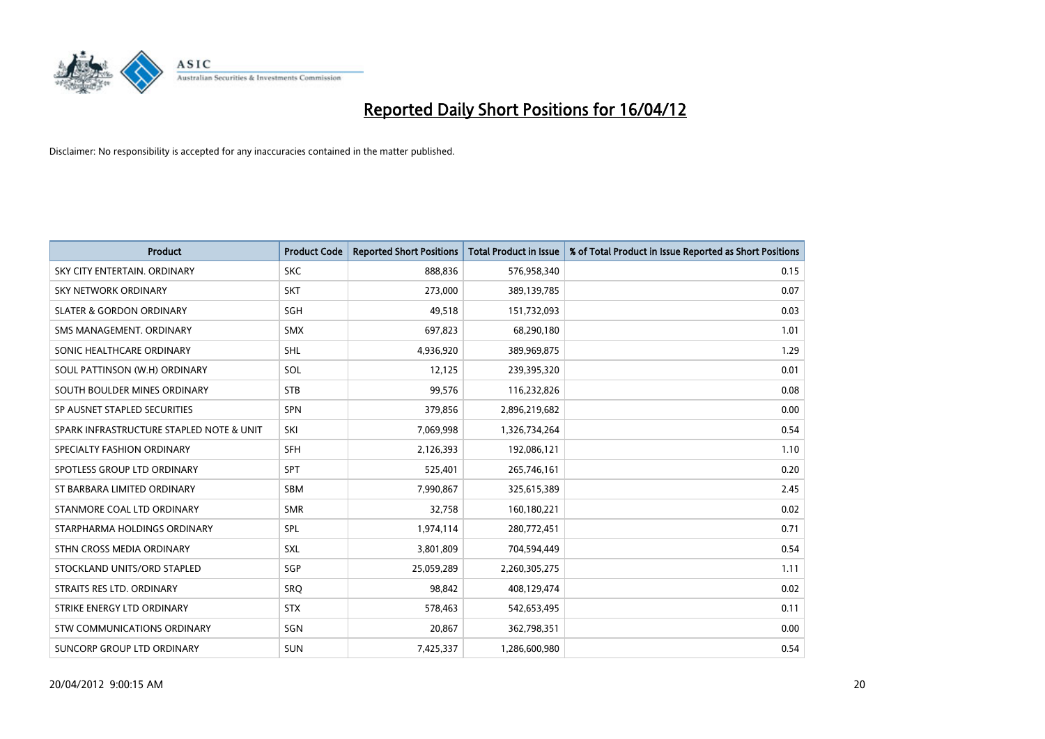# Reported Daily Short Positions for 16/04/12

Disclaimer: No responsibility is accepted for any inaccuracies contained in the matter published.

| Product | Product Code | Reported Short Positions | Total Product in Issue | % of Total Product in Issue Reported as Short Positions |
|---|---|---|---|---|
| SKY CITY ENTERTAIN. ORDINARY | SKC | 888,836 | 576,958,340 | 0.15 |
| SKY NETWORK ORDINARY | SKT | 273,000 | 389,139,785 | 0.07 |
| SLATER & GORDON ORDINARY | SGH | 49,518 | 151,732,093 | 0.03 |
| SMS MANAGEMENT. ORDINARY | SMX | 697,823 | 68,290,180 | 1.01 |
| SONIC HEALTHCARE ORDINARY | SHL | 4,936,920 | 389,969,875 | 1.29 |
| SOUL PATTINSON (W.H) ORDINARY | SOL | 12,125 | 239,395,320 | 0.01 |
| SOUTH BOULDER MINES ORDINARY | STB | 99,576 | 116,232,826 | 0.08 |
| SP AUSNET STAPLED SECURITIES | SPN | 379,856 | 2,896,219,682 | 0.00 |
| SPARK INFRASTRUCTURE STAPLED NOTE & UNIT | SKI | 7,069,998 | 1,326,734,264 | 0.54 |
| SPECIALTY FASHION ORDINARY | SFH | 2,126,393 | 192,086,121 | 1.10 |
| SPOTLESS GROUP LTD ORDINARY | SPT | 525,401 | 265,746,161 | 0.20 |
| ST BARBARA LIMITED ORDINARY | SBM | 7,990,867 | 325,615,389 | 2.45 |
| STANMORE COAL LTD ORDINARY | SMR | 32,758 | 160,180,221 | 0.02 |
| STARPHARMA HOLDINGS ORDINARY | SPL | 1,974,114 | 280,772,451 | 0.71 |
| STHN CROSS MEDIA ORDINARY | SXL | 3,801,809 | 704,594,449 | 0.54 |
| STOCKLAND UNITS/ORD STAPLED | SGP | 25,059,289 | 2,260,305,275 | 1.11 |
| STRAITS RES LTD. ORDINARY | SRQ | 98,842 | 408,129,474 | 0.02 |
| STRIKE ENERGY LTD ORDINARY | STX | 578,463 | 542,653,495 | 0.11 |
| STW COMMUNICATIONS ORDINARY | SGN | 20,867 | 362,798,351 | 0.00 |
| SUNCORP GROUP LTD ORDINARY | SUN | 7,425,337 | 1,286,600,980 | 0.54 |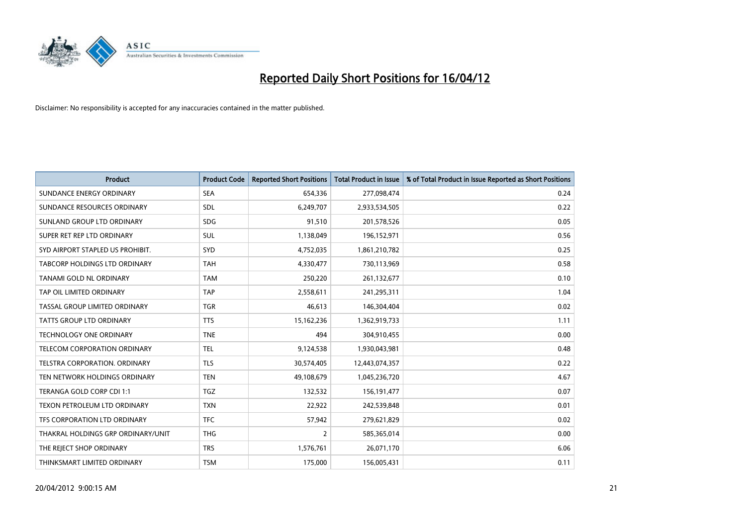# Reported Daily Short Positions for 16/04/12

Disclaimer: No responsibility is accepted for any inaccuracies contained in the matter published.

| Product | Product Code | Reported Short Positions | Total Product in Issue | % of Total Product in Issue Reported as Short Positions |
|---|---|---|---|---|
| SUNDANCE ENERGY ORDINARY | SEA | 654,336 | 277,098,474 | 0.24 |
| SUNDANCE RESOURCES ORDINARY | SDL | 6,249,707 | 2,933,534,505 | 0.22 |
| SUNLAND GROUP LTD ORDINARY | SDG | 91,510 | 201,578,526 | 0.05 |
| SUPER RET REP LTD ORDINARY | SUL | 1,138,049 | 196,152,971 | 0.56 |
| SYD AIRPORT STAPLED US PROHIBIT. | SYD | 4,752,035 | 1,861,210,782 | 0.25 |
| TABCORP HOLDINGS LTD ORDINARY | TAH | 4,330,477 | 730,113,969 | 0.58 |
| TANAMI GOLD NL ORDINARY | TAM | 250,220 | 261,132,677 | 0.10 |
| TAP OIL LIMITED ORDINARY | TAP | 2,558,611 | 241,295,311 | 1.04 |
| TASSAL GROUP LIMITED ORDINARY | TGR | 46,613 | 146,304,404 | 0.02 |
| TATTS GROUP LTD ORDINARY | TTS | 15,162,236 | 1,362,919,733 | 1.11 |
| TECHNOLOGY ONE ORDINARY | TNE | 494 | 304,910,455 | 0.00 |
| TELECOM CORPORATION ORDINARY | TEL | 9,124,538 | 1,930,043,981 | 0.48 |
| TELSTRA CORPORATION. ORDINARY | TLS | 30,574,405 | 12,443,074,357 | 0.22 |
| TEN NETWORK HOLDINGS ORDINARY | TEN | 49,108,679 | 1,045,236,720 | 4.67 |
| TERANGA GOLD CORP CDI 1:1 | TGZ | 132,532 | 156,191,477 | 0.07 |
| TEXON PETROLEUM LTD ORDINARY | TXN | 22,922 | 242,539,848 | 0.01 |
| TFS CORPORATION LTD ORDINARY | TFC | 57,942 | 279,621,829 | 0.02 |
| THAKRAL HOLDINGS GRP ORDINARY/UNIT | THG | 2 | 585,365,014 | 0.00 |
| THE REJECT SHOP ORDINARY | TRS | 1,576,761 | 26,071,170 | 6.06 |
| THINKSMART LIMITED ORDINARY | TSM | 175,000 | 156,005,431 | 0.11 |

20/04/2012 9:00:15 AM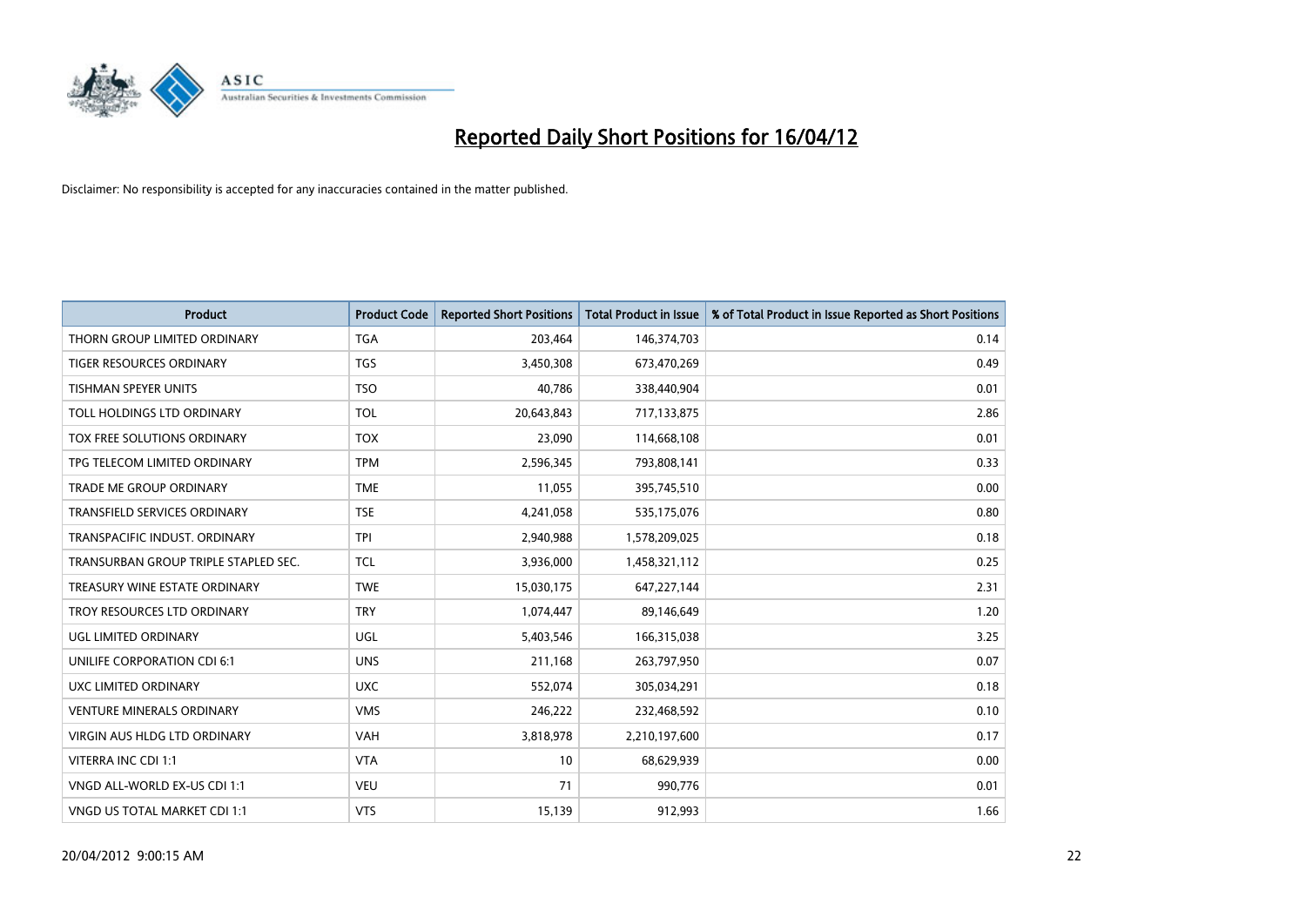# Reported Daily Short Positions for 16/04/12

Disclaimer: No responsibility is accepted for any inaccuracies contained in the matter published.

| Product | Product Code | Reported Short Positions | Total Product in Issue | % of Total Product in Issue Reported as Short Positions |
|---|---|---|---|---|
| THORN GROUP LIMITED ORDINARY | TGA | 203,464 | 146,374,703 | 0.14 |
| TIGER RESOURCES ORDINARY | TGS | 3,450,308 | 673,470,269 | 0.49 |
| TISHMAN SPEYER UNITS | TSO | 40,786 | 338,440,904 | 0.01 |
| TOLL HOLDINGS LTD ORDINARY | TOL | 20,643,843 | 717,133,875 | 2.86 |
| TOX FREE SOLUTIONS ORDINARY | TOX | 23,090 | 114,668,108 | 0.01 |
| TPG TELECOM LIMITED ORDINARY | TPM | 2,596,345 | 793,808,141 | 0.33 |
| TRADE ME GROUP ORDINARY | TME | 11,055 | 395,745,510 | 0.00 |
| TRANSFIELD SERVICES ORDINARY | TSE | 4,241,058 | 535,175,076 | 0.80 |
| TRANSPACIFIC INDUST. ORDINARY | TPI | 2,940,988 | 1,578,209,025 | 0.18 |
| TRANSURBAN GROUP TRIPLE STAPLED SEC. | TCL | 3,936,000 | 1,458,321,112 | 0.25 |
| TREASURY WINE ESTATE ORDINARY | TWE | 15,030,175 | 647,227,144 | 2.31 |
| TROY RESOURCES LTD ORDINARY | TRY | 1,074,447 | 89,146,649 | 1.20 |
| UGL LIMITED ORDINARY | UGL | 5,403,546 | 166,315,038 | 3.25 |
| UNILIFE CORPORATION CDI 6:1 | UNS | 211,168 | 263,797,950 | 0.07 |
| UXC LIMITED ORDINARY | UXC | 552,074 | 305,034,291 | 0.18 |
| VENTURE MINERALS ORDINARY | VMS | 246,222 | 232,468,592 | 0.10 |
| VIRGIN AUS HLDG LTD ORDINARY | VAH | 3,818,978 | 2,210,197,600 | 0.17 |
| VITERRA INC CDI 1:1 | VTA | 10 | 68,629,939 | 0.00 |
| VNGD ALL-WORLD EX-US CDI 1:1 | VEU | 71 | 990,776 | 0.01 |
| VNGD US TOTAL MARKET CDI 1:1 | VTS | 15,139 | 912,993 | 1.66 |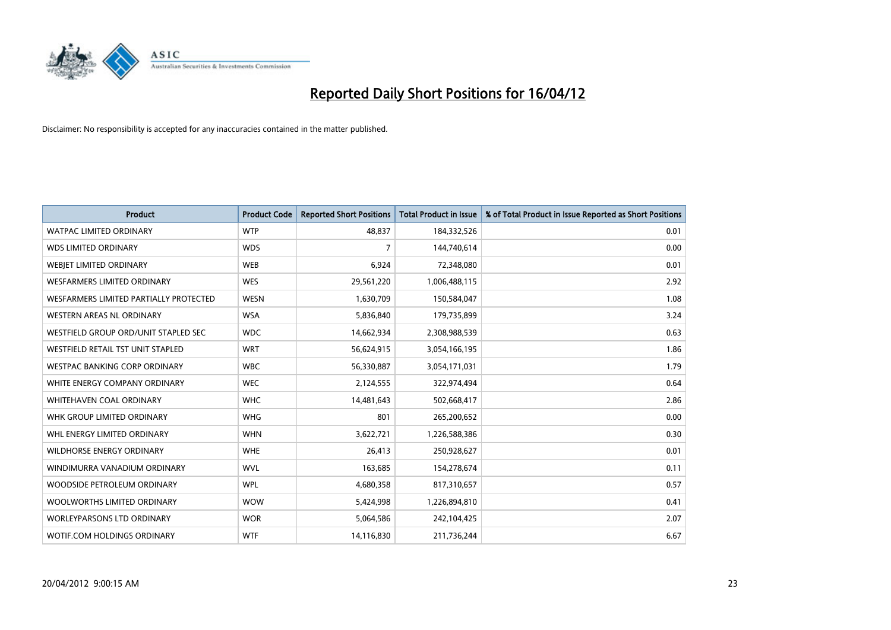# Reported Daily Short Positions for 16/04/12

Disclaimer: No responsibility is accepted for any inaccuracies contained in the matter published.

| Product | Product Code | Reported Short Positions | Total Product in Issue | % of Total Product in Issue Reported as Short Positions |
|---|---|---|---|---|
| WATPAC LIMITED ORDINARY | WTP | 48,837 | 184,332,526 | 0.01 |
| WDS LIMITED ORDINARY | WDS | 7 | 144,740,614 | 0.00 |
| WEBJET LIMITED ORDINARY | WEB | 6,924 | 72,348,080 | 0.01 |
| WESFARMERS LIMITED ORDINARY | WES | 29,561,220 | 1,006,488,115 | 2.92 |
| WESFARMERS LIMITED PARTIALLY PROTECTED | WESN | 1,630,709 | 150,584,047 | 1.08 |
| WESTERN AREAS NL ORDINARY | WSA | 5,836,840 | 179,735,899 | 3.24 |
| WESTFIELD GROUP ORD/UNIT STAPLED SEC | WDC | 14,662,934 | 2,308,988,539 | 0.63 |
| WESTFIELD RETAIL TST UNIT STAPLED | WRT | 56,624,915 | 3,054,166,195 | 1.86 |
| WESTPAC BANKING CORP ORDINARY | WBC | 56,330,887 | 3,054,171,031 | 1.79 |
| WHITE ENERGY COMPANY ORDINARY | WEC | 2,124,555 | 322,974,494 | 0.64 |
| WHITEHAVEN COAL ORDINARY | WHC | 14,481,643 | 502,668,417 | 2.86 |
| WHK GROUP LIMITED ORDINARY | WHG | 801 | 265,200,652 | 0.00 |
| WHL ENERGY LIMITED ORDINARY | WHN | 3,622,721 | 1,226,588,386 | 0.30 |
| WILDHORSE ENERGY ORDINARY | WHE | 26,413 | 250,928,627 | 0.01 |
| WINDIMURRA VANADIUM ORDINARY | WVL | 163,685 | 154,278,674 | 0.11 |
| WOODSIDE PETROLEUM ORDINARY | WPL | 4,680,358 | 817,310,657 | 0.57 |
| WOOLWORTHS LIMITED ORDINARY | WOW | 5,424,998 | 1,226,894,810 | 0.41 |
| WORLEYPARSONS LTD ORDINARY | WOR | 5,064,586 | 242,104,425 | 2.07 |
| WOTIF.COM HOLDINGS ORDINARY | WTF | 14,116,830 | 211,736,244 | 6.67 |